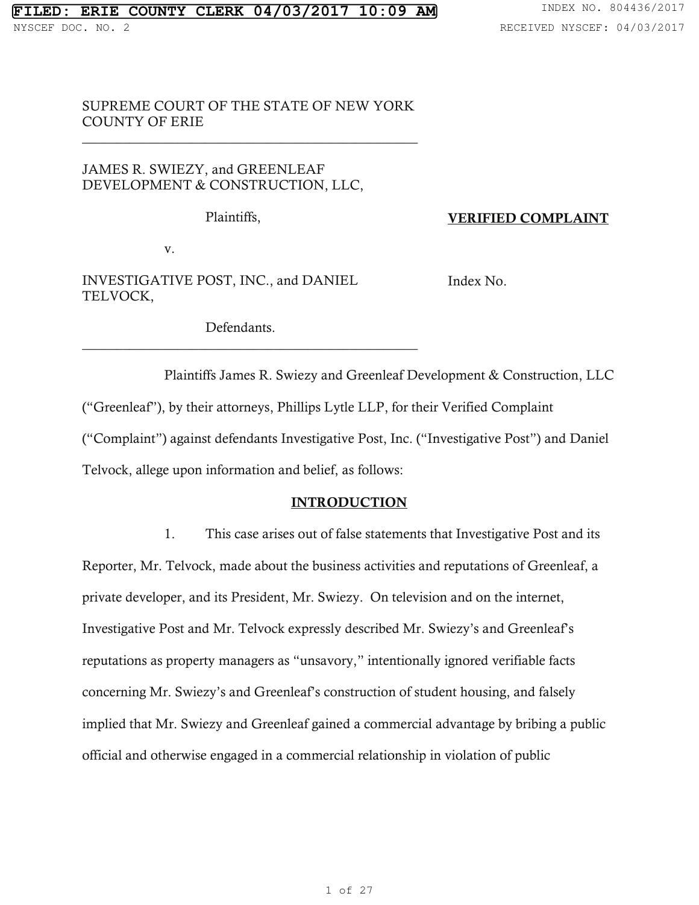FILED: ERIE COUNTY CLERK 04/03/2017 10:09 AM

INDEX NO. 804436/2017

NYSCEF DOC. NO. 2

RECEIVED NYSCEF: 04/03/2017

SUPREME COURT OF THE STATE OF NEW YORK
COUNTY OF ERIE

JAMES R. SWIEZY, and GREENLEAF DEVELOPMENT & CONSTRUCTION, LLC,

Plaintiffs,

v.

INVESTIGATIVE POST, INC., and DANIEL TELVOCK,

Defendants.

**VERIFIED COMPLAINT**

Index No.

Plaintiffs James R. Swiezy and Greenleaf Development & Construction, LLC ("Greenleaf"), by their attorneys, Phillips Lytle LLP, for their Verified Complaint ("Complaint") against defendants Investigative Post, Inc. ("Investigative Post") and Daniel Telvock, allege upon information and belief, as follows:

## INTRODUCTION

1. This case arises out of false statements that Investigative Post and its Reporter, Mr. Telvock, made about the business activities and reputations of Greenleaf, a private developer, and its President, Mr. Swiezy. On television and on the internet, Investigative Post and Mr. Telvock expressly described Mr. Swiezy's and Greenleaf's reputations as property managers as "unsavory," intentionally ignored verifiable facts concerning Mr. Swiezy's and Greenleaf's construction of student housing, and falsely implied that Mr. Swiezy and Greenleaf gained a commercial advantage by bribing a public official and otherwise engaged in a commercial relationship in violation of public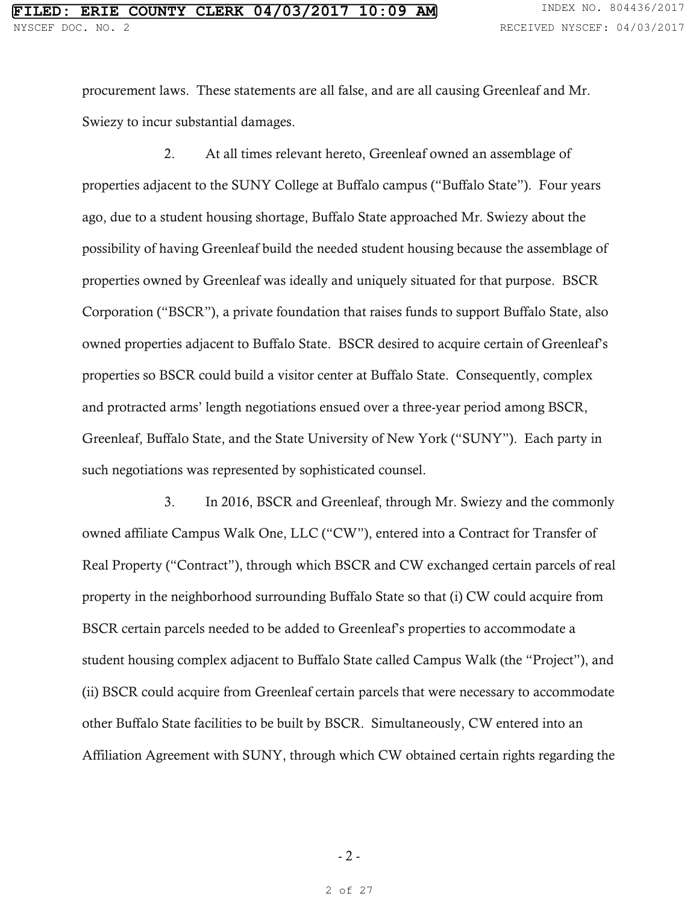procurement laws. These statements are all false, and are all causing Greenleaf and Mr. Swiezy to incur substantial damages.

2. At all times relevant hereto, Greenleaf owned an assemblage of properties adjacent to the SUNY College at Buffalo campus ("Buffalo State"). Four years ago, due to a student housing shortage, Buffalo State approached Mr. Swiezy about the possibility of having Greenleaf build the needed student housing because the assemblage of properties owned by Greenleaf was ideally and uniquely situated for that purpose. BSCR Corporation ("BSCR"), a private foundation that raises funds to support Buffalo State, also owned properties adjacent to Buffalo State. BSCR desired to acquire certain of Greenleaf's properties so BSCR could build a visitor center at Buffalo State. Consequently, complex and protracted arms' length negotiations ensued over a three-year period among BSCR, Greenleaf, Buffalo State, and the State University of New York ("SUNY"). Each party in such negotiations was represented by sophisticated counsel.

3. In 2016, BSCR and Greenleaf, through Mr. Swiezy and the commonly owned affiliate Campus Walk One, LLC ("CW"), entered into a Contract for Transfer of Real Property ("Contract"), through which BSCR and CW exchanged certain parcels of real property in the neighborhood surrounding Buffalo State so that (i) CW could acquire from BSCR certain parcels needed to be added to Greenleaf's properties to accommodate a student housing complex adjacent to Buffalo State called Campus Walk (the "Project"), and (ii) BSCR could acquire from Greenleaf certain parcels that were necessary to accommodate other Buffalo State facilities to be built by BSCR. Simultaneously, CW entered into an Affiliation Agreement with SUNY, through which CW obtained certain rights regarding the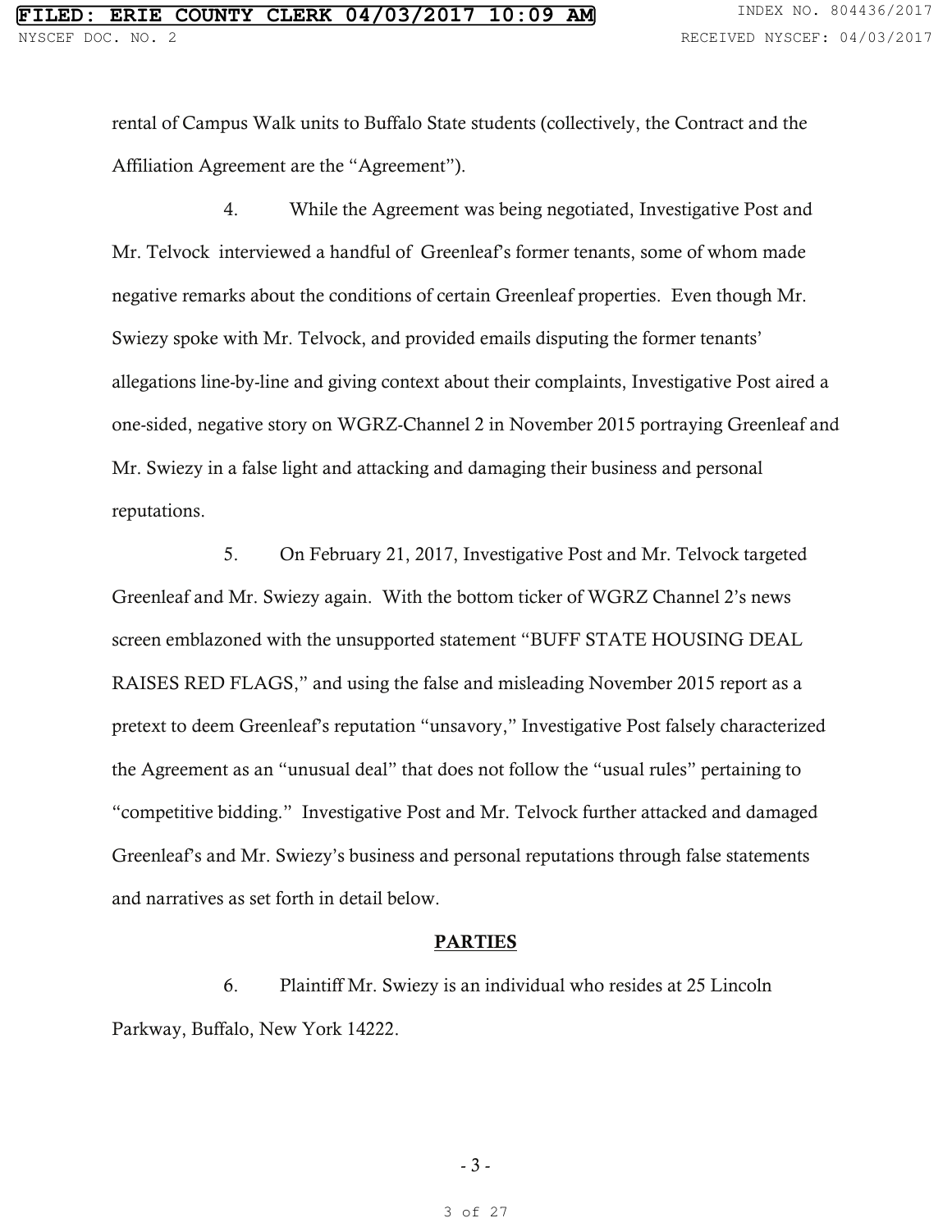rental of Campus Walk units to Buffalo State students (collectively, the Contract and the Affiliation Agreement are the "Agreement").

4. While the Agreement was being negotiated, Investigative Post and Mr. Telvock interviewed a handful of Greenleaf's former tenants, some of whom made negative remarks about the conditions of certain Greenleaf properties. Even though Mr. Swiezy spoke with Mr. Telvock, and provided emails disputing the former tenants' allegations line-by-line and giving context about their complaints, Investigative Post aired a one-sided, negative story on WGRZ-Channel 2 in November 2015 portraying Greenleaf and Mr. Swiezy in a false light and attacking and damaging their business and personal reputations.

5. On February 21, 2017, Investigative Post and Mr. Telvock targeted Greenleaf and Mr. Swiezy again. With the bottom ticker of WGRZ Channel 2's news screen emblazoned with the unsupported statement "BUFF STATE HOUSING DEAL RAISES RED FLAGS," and using the false and misleading November 2015 report as a pretext to deem Greenleaf's reputation "unsavory," Investigative Post falsely characterized the Agreement as an "unusual deal" that does not follow the "usual rules" pertaining to "competitive bidding." Investigative Post and Mr. Telvock further attacked and damaged Greenleaf's and Mr. Swiezy's business and personal reputations through false statements and narratives as set forth in detail below.

## PARTIES

6. Plaintiff Mr. Swiezy is an individual who resides at 25 Lincoln Parkway, Buffalo, New York 14222.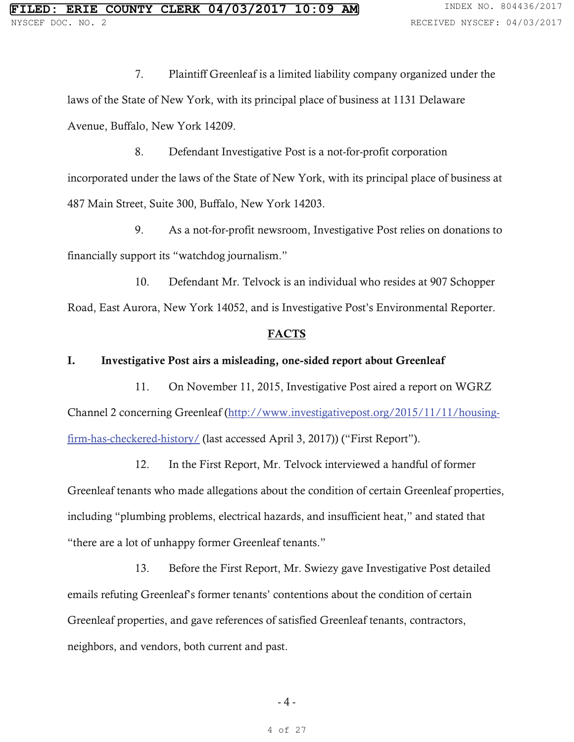7. Plaintiff Greenleaf is a limited liability company organized under the laws of the State of New York, with its principal place of business at 1131 Delaware Avenue, Buffalo, New York 14209.

8. Defendant Investigative Post is a not-for-profit corporation incorporated under the laws of the State of New York, with its principal place of business at 487 Main Street, Suite 300, Buffalo, New York 14203.

9. As a not-for-profit newsroom, Investigative Post relies on donations to financially support its "watchdog journalism."

10. Defendant Mr. Telvock is an individual who resides at 907 Schopper Road, East Aurora, New York 14052, and is Investigative Post's Environmental Reporter.

## FACTS

### I. Investigative Post airs a misleading, one-sided report about Greenleaf

11. On November 11, 2015, Investigative Post aired a report on WGRZ Channel 2 concerning Greenleaf (http://www.investigativepost.org/2015/11/11/housing-firm-has-checkered-history/ (last accessed April 3, 2017)) ("First Report").

12. In the First Report, Mr. Telvock interviewed a handful of former Greenleaf tenants who made allegations about the condition of certain Greenleaf properties, including "plumbing problems, electrical hazards, and insufficient heat," and stated that "there are a lot of unhappy former Greenleaf tenants."

13. Before the First Report, Mr. Swiezy gave Investigative Post detailed emails refuting Greenleaf's former tenants' contentions about the condition of certain Greenleaf properties, and gave references of satisfied Greenleaf tenants, contractors, neighbors, and vendors, both current and past.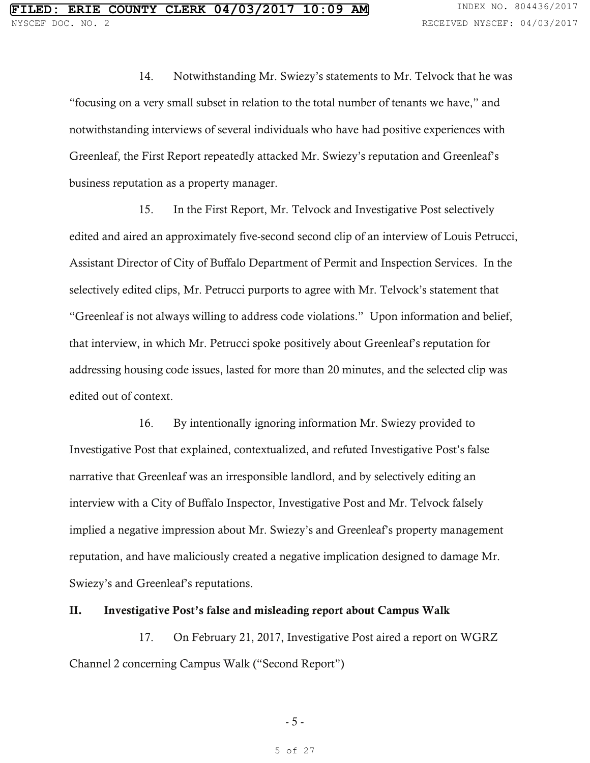14. Notwithstanding Mr. Swiezy's statements to Mr. Telvock that he was "focusing on a very small subset in relation to the total number of tenants we have," and notwithstanding interviews of several individuals who have had positive experiences with Greenleaf, the First Report repeatedly attacked Mr. Swiezy's reputation and Greenleaf's business reputation as a property manager.

15. In the First Report, Mr. Telvock and Investigative Post selectively edited and aired an approximately five-second second clip of an interview of Louis Petrucci, Assistant Director of City of Buffalo Department of Permit and Inspection Services. In the selectively edited clips, Mr. Petrucci purports to agree with Mr. Telvock's statement that "Greenleaf is not always willing to address code violations." Upon information and belief, that interview, in which Mr. Petrucci spoke positively about Greenleaf's reputation for addressing housing code issues, lasted for more than 20 minutes, and the selected clip was edited out of context.

16. By intentionally ignoring information Mr. Swiezy provided to Investigative Post that explained, contextualized, and refuted Investigative Post's false narrative that Greenleaf was an irresponsible landlord, and by selectively editing an interview with a City of Buffalo Inspector, Investigative Post and Mr. Telvock falsely implied a negative impression about Mr. Swiezy's and Greenleaf's property management reputation, and have maliciously created a negative implication designed to damage Mr. Swiezy's and Greenleaf's reputations.

## II. Investigative Post's false and misleading report about Campus Walk

17. On February 21, 2017, Investigative Post aired a report on WGRZ Channel 2 concerning Campus Walk ("Second Report")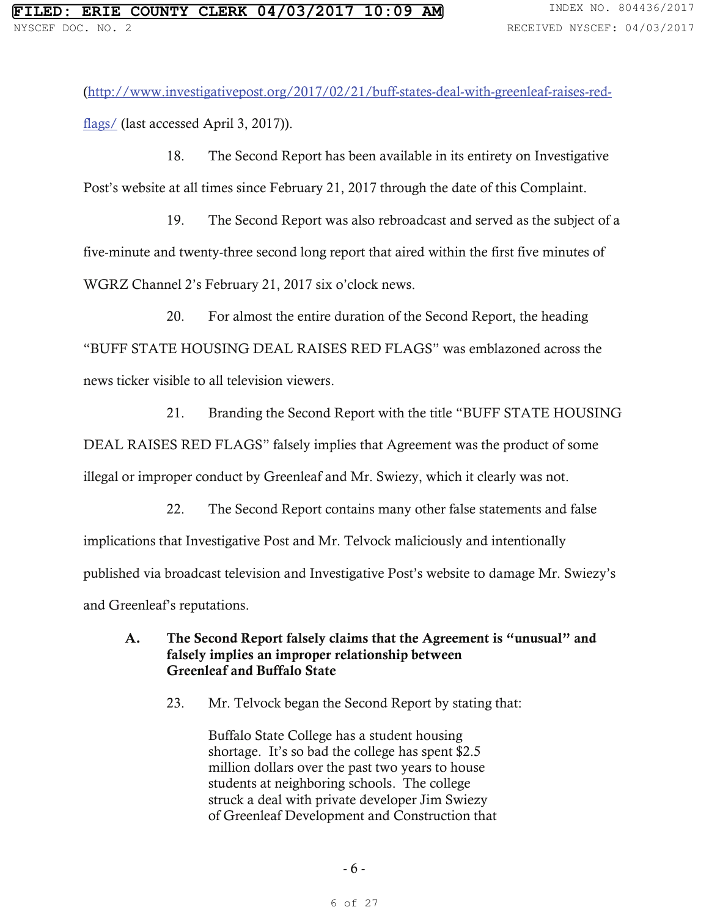(http://www.investigativepost.org/2017/02/21/buff-states-deal-with-greenleaf-raises-red-flags/ (last accessed April 3, 2017)).

18. The Second Report has been available in its entirety on Investigative Post's website at all times since February 21, 2017 through the date of this Complaint.

19. The Second Report was also rebroadcast and served as the subject of a five-minute and twenty-three second long report that aired within the first five minutes of WGRZ Channel 2's February 21, 2017 six o'clock news.

20. For almost the entire duration of the Second Report, the heading "BUFF STATE HOUSING DEAL RAISES RED FLAGS" was emblazoned across the news ticker visible to all television viewers.

21. Branding the Second Report with the title "BUFF STATE HOUSING DEAL RAISES RED FLAGS" falsely implies that Agreement was the product of some illegal or improper conduct by Greenleaf and Mr. Swiezy, which it clearly was not.

22. The Second Report contains many other false statements and false implications that Investigative Post and Mr. Telvock maliciously and intentionally published via broadcast television and Investigative Post's website to damage Mr. Swiezy's and Greenleaf's reputations.

### A. The Second Report falsely claims that the Agreement is "unusual" and falsely implies an improper relationship between Greenleaf and Buffalo State

23. Mr. Telvock began the Second Report by stating that:

> Buffalo State College has a student housing shortage. It's so bad the college has spent $2.5 million dollars over the past two years to house students at neighboring schools. The college struck a deal with private developer Jim Swiezy of Greenleaf Development and Construction that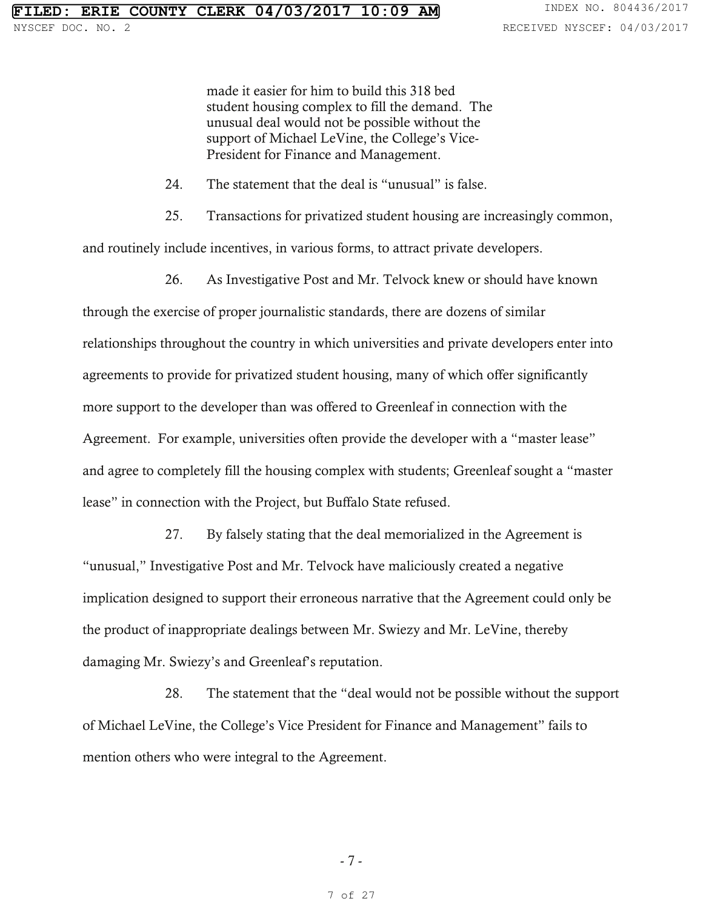> made it easier for him to build this 318 bed student housing complex to fill the demand. The unusual deal would not be possible without the support of Michael LeVine, the College's Vice-President for Finance and Management.

24. The statement that the deal is "unusual" is false.

25. Transactions for privatized student housing are increasingly common, and routinely include incentives, in various forms, to attract private developers.

26. As Investigative Post and Mr. Telvock knew or should have known through the exercise of proper journalistic standards, there are dozens of similar relationships throughout the country in which universities and private developers enter into agreements to provide for privatized student housing, many of which offer significantly more support to the developer than was offered to Greenleaf in connection with the Agreement. For example, universities often provide the developer with a "master lease" and agree to completely fill the housing complex with students; Greenleaf sought a "master lease" in connection with the Project, but Buffalo State refused.

27. By falsely stating that the deal memorialized in the Agreement is "unusual," Investigative Post and Mr. Telvock have maliciously created a negative implication designed to support their erroneous narrative that the Agreement could only be the product of inappropriate dealings between Mr. Swiezy and Mr. LeVine, thereby damaging Mr. Swiezy's and Greenleaf's reputation.

28. The statement that the "deal would not be possible without the support of Michael LeVine, the College's Vice President for Finance and Management" fails to mention others who were integral to the Agreement.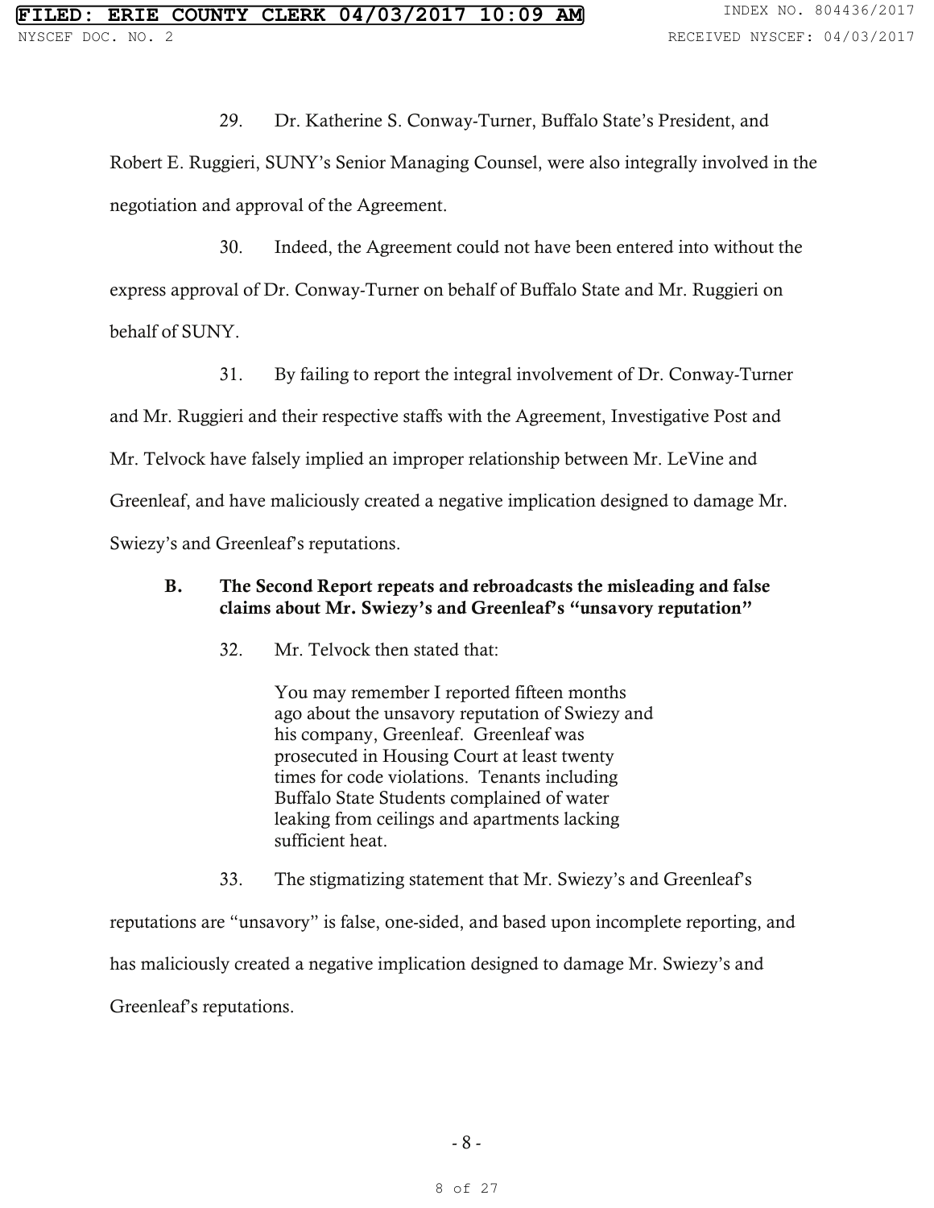29. Dr. Katherine S. Conway-Turner, Buffalo State's President, and Robert E. Ruggieri, SUNY's Senior Managing Counsel, were also integrally involved in the negotiation and approval of the Agreement.

30. Indeed, the Agreement could not have been entered into without the express approval of Dr. Conway-Turner on behalf of Buffalo State and Mr. Ruggieri on behalf of SUNY.

31. By failing to report the integral involvement of Dr. Conway-Turner and Mr. Ruggieri and their respective staffs with the Agreement, Investigative Post and Mr. Telvock have falsely implied an improper relationship between Mr. LeVine and Greenleaf, and have maliciously created a negative implication designed to damage Mr. Swiezy's and Greenleaf's reputations.

### B. The Second Report repeats and rebroadcasts the misleading and false claims about Mr. Swiezy's and Greenleaf's "unsavory reputation"

32. Mr. Telvock then stated that:

> You may remember I reported fifteen months ago about the unsavory reputation of Swiezy and his company, Greenleaf. Greenleaf was prosecuted in Housing Court at least twenty times for code violations. Tenants including Buffalo State Students complained of water leaking from ceilings and apartments lacking sufficient heat.

33. The stigmatizing statement that Mr. Swiezy's and Greenleaf's reputations are "unsavory" is false, one-sided, and based upon incomplete reporting, and has maliciously created a negative implication designed to damage Mr. Swiezy's and Greenleaf's reputations.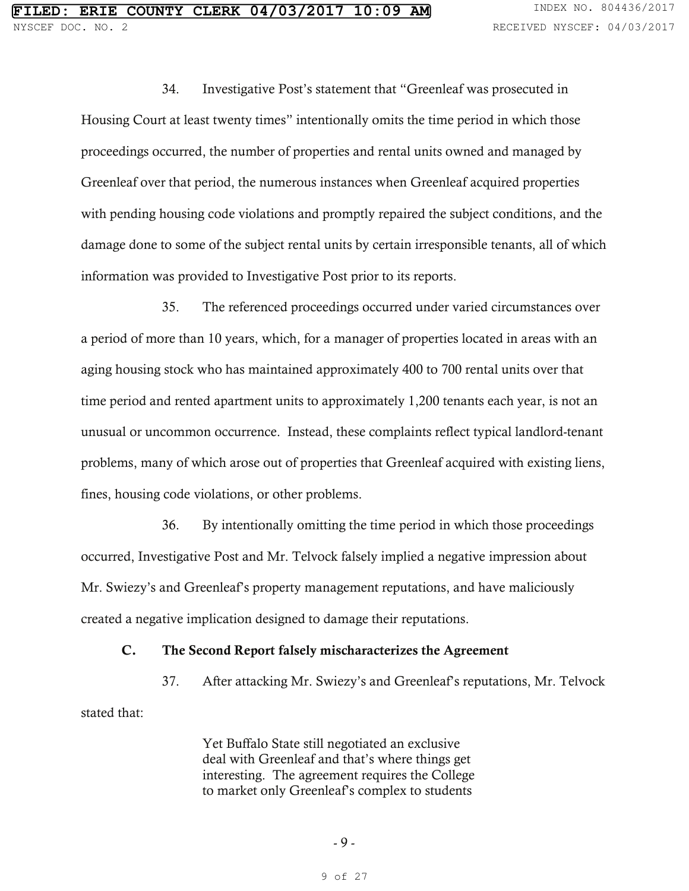34. Investigative Post's statement that "Greenleaf was prosecuted in Housing Court at least twenty times" intentionally omits the time period in which those proceedings occurred, the number of properties and rental units owned and managed by Greenleaf over that period, the numerous instances when Greenleaf acquired properties with pending housing code violations and promptly repaired the subject conditions, and the damage done to some of the subject rental units by certain irresponsible tenants, all of which information was provided to Investigative Post prior to its reports.

35. The referenced proceedings occurred under varied circumstances over a period of more than 10 years, which, for a manager of properties located in areas with an aging housing stock who has maintained approximately 400 to 700 rental units over that time period and rented apartment units to approximately 1,200 tenants each year, is not an unusual or uncommon occurrence. Instead, these complaints reflect typical landlord-tenant problems, many of which arose out of properties that Greenleaf acquired with existing liens, fines, housing code violations, or other problems.

36. By intentionally omitting the time period in which those proceedings occurred, Investigative Post and Mr. Telvock falsely implied a negative impression about Mr. Swiezy's and Greenleaf's property management reputations, and have maliciously created a negative implication designed to damage their reputations.

### C. The Second Report falsely mischaracterizes the Agreement

37. After attacking Mr. Swiezy's and Greenleaf's reputations, Mr. Telvock stated that:

> Yet Buffalo State still negotiated an exclusive deal with Greenleaf and that's where things get interesting. The agreement requires the College to market only Greenleaf's complex to students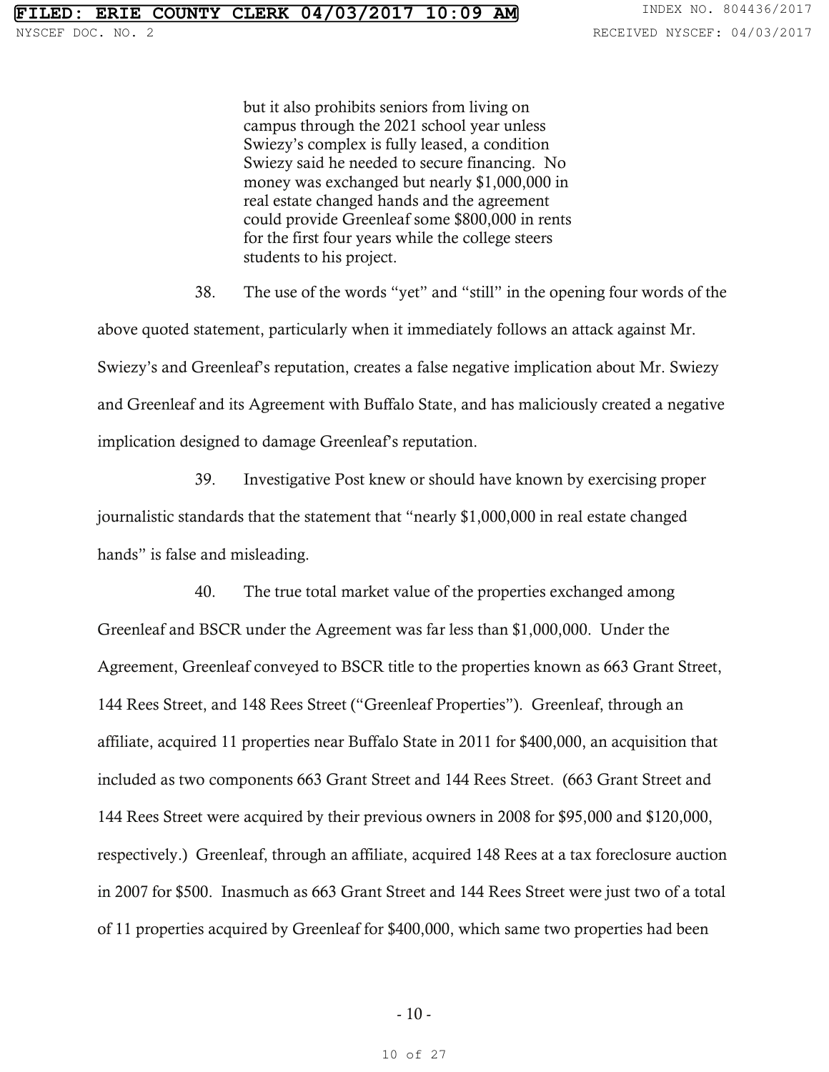> but it also prohibits seniors from living on campus through the 2021 school year unless Swiezy's complex is fully leased, a condition Swiezy said he needed to secure financing. No money was exchanged but nearly $1,000,000 in real estate changed hands and the agreement could provide Greenleaf some $800,000 in rents for the first four years while the college steers students to his project.

38. The use of the words "yet" and "still" in the opening four words of the above quoted statement, particularly when it immediately follows an attack against Mr. Swiezy's and Greenleaf's reputation, creates a false negative implication about Mr. Swiezy and Greenleaf and its Agreement with Buffalo State, and has maliciously created a negative implication designed to damage Greenleaf's reputation.

39. Investigative Post knew or should have known by exercising proper journalistic standards that the statement that "nearly $1,000,000 in real estate changed hands" is false and misleading.

40. The true total market value of the properties exchanged among Greenleaf and BSCR under the Agreement was far less than $1,000,000. Under the Agreement, Greenleaf conveyed to BSCR title to the properties known as 663 Grant Street, 144 Rees Street, and 148 Rees Street ("Greenleaf Properties"). Greenleaf, through an affiliate, acquired 11 properties near Buffalo State in 2011 for $400,000, an acquisition that included as two components 663 Grant Street and 144 Rees Street. (663 Grant Street and 144 Rees Street were acquired by their previous owners in 2008 for $95,000 and $120,000, respectively.) Greenleaf, through an affiliate, acquired 148 Rees at a tax foreclosure auction in 2007 for $500. Inasmuch as 663 Grant Street and 144 Rees Street were just two of a total of 11 properties acquired by Greenleaf for $400,000, which same two properties had been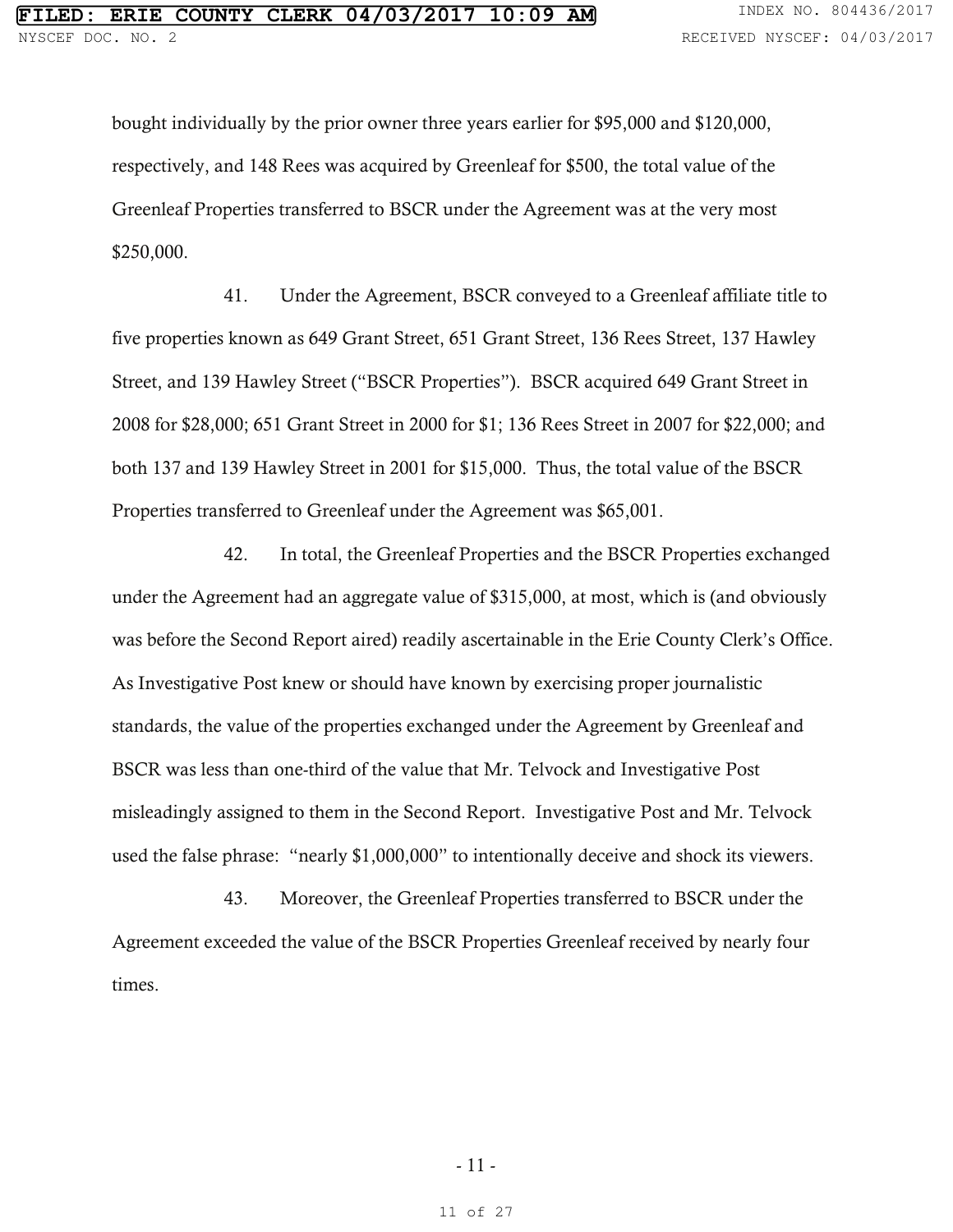bought individually by the prior owner three years earlier for $95,000 and $120,000, respectively, and 148 Rees was acquired by Greenleaf for $500, the total value of the Greenleaf Properties transferred to BSCR under the Agreement was at the very most $250,000.

41. Under the Agreement, BSCR conveyed to a Greenleaf affiliate title to five properties known as 649 Grant Street, 651 Grant Street, 136 Rees Street, 137 Hawley Street, and 139 Hawley Street ("BSCR Properties"). BSCR acquired 649 Grant Street in 2008 for $28,000; 651 Grant Street in 2000 for $1; 136 Rees Street in 2007 for $22,000; and both 137 and 139 Hawley Street in 2001 for $15,000. Thus, the total value of the BSCR Properties transferred to Greenleaf under the Agreement was $65,001.

42. In total, the Greenleaf Properties and the BSCR Properties exchanged under the Agreement had an aggregate value of $315,000, at most, which is (and obviously was before the Second Report aired) readily ascertainable in the Erie County Clerk's Office. As Investigative Post knew or should have known by exercising proper journalistic standards, the value of the properties exchanged under the Agreement by Greenleaf and BSCR was less than one-third of the value that Mr. Telvock and Investigative Post misleadingly assigned to them in the Second Report. Investigative Post and Mr. Telvock used the false phrase: "nearly $1,000,000" to intentionally deceive and shock its viewers.

43. Moreover, the Greenleaf Properties transferred to BSCR under the Agreement exceeded the value of the BSCR Properties Greenleaf received by nearly four times.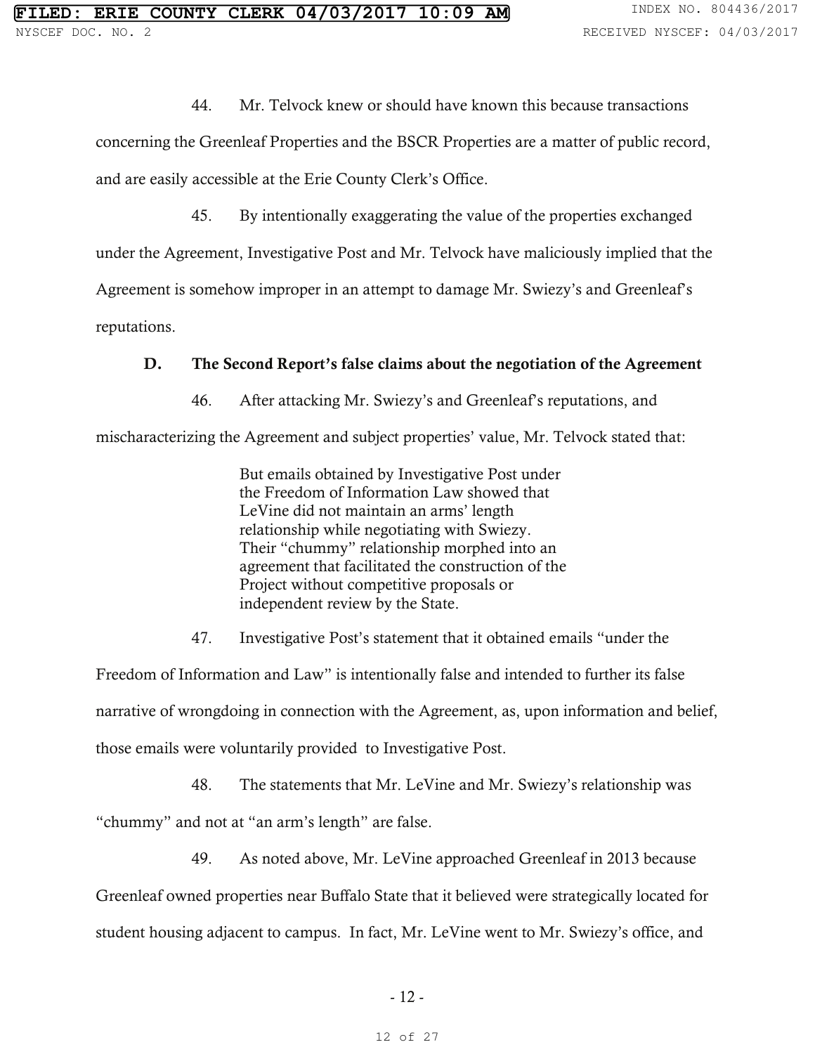44. Mr. Telvock knew or should have known this because transactions concerning the Greenleaf Properties and the BSCR Properties are a matter of public record, and are easily accessible at the Erie County Clerk's Office.

45. By intentionally exaggerating the value of the properties exchanged under the Agreement, Investigative Post and Mr. Telvock have maliciously implied that the Agreement is somehow improper in an attempt to damage Mr. Swiezy's and Greenleaf's reputations.

### D. The Second Report's false claims about the negotiation of the Agreement

46. After attacking Mr. Swiezy's and Greenleaf's reputations, and mischaracterizing the Agreement and subject properties' value, Mr. Telvock stated that:

> But emails obtained by Investigative Post under the Freedom of Information Law showed that LeVine did not maintain an arms' length relationship while negotiating with Swiezy. Their "chummy" relationship morphed into an agreement that facilitated the construction of the Project without competitive proposals or independent review by the State.

47. Investigative Post's statement that it obtained emails "under the Freedom of Information and Law" is intentionally false and intended to further its false narrative of wrongdoing in connection with the Agreement, as, upon information and belief, those emails were voluntarily provided to Investigative Post.

48. The statements that Mr. LeVine and Mr. Swiezy's relationship was "chummy" and not at "an arm's length" are false.

49. As noted above, Mr. LeVine approached Greenleaf in 2013 because Greenleaf owned properties near Buffalo State that it believed were strategically located for student housing adjacent to campus. In fact, Mr. LeVine went to Mr. Swiezy's office, and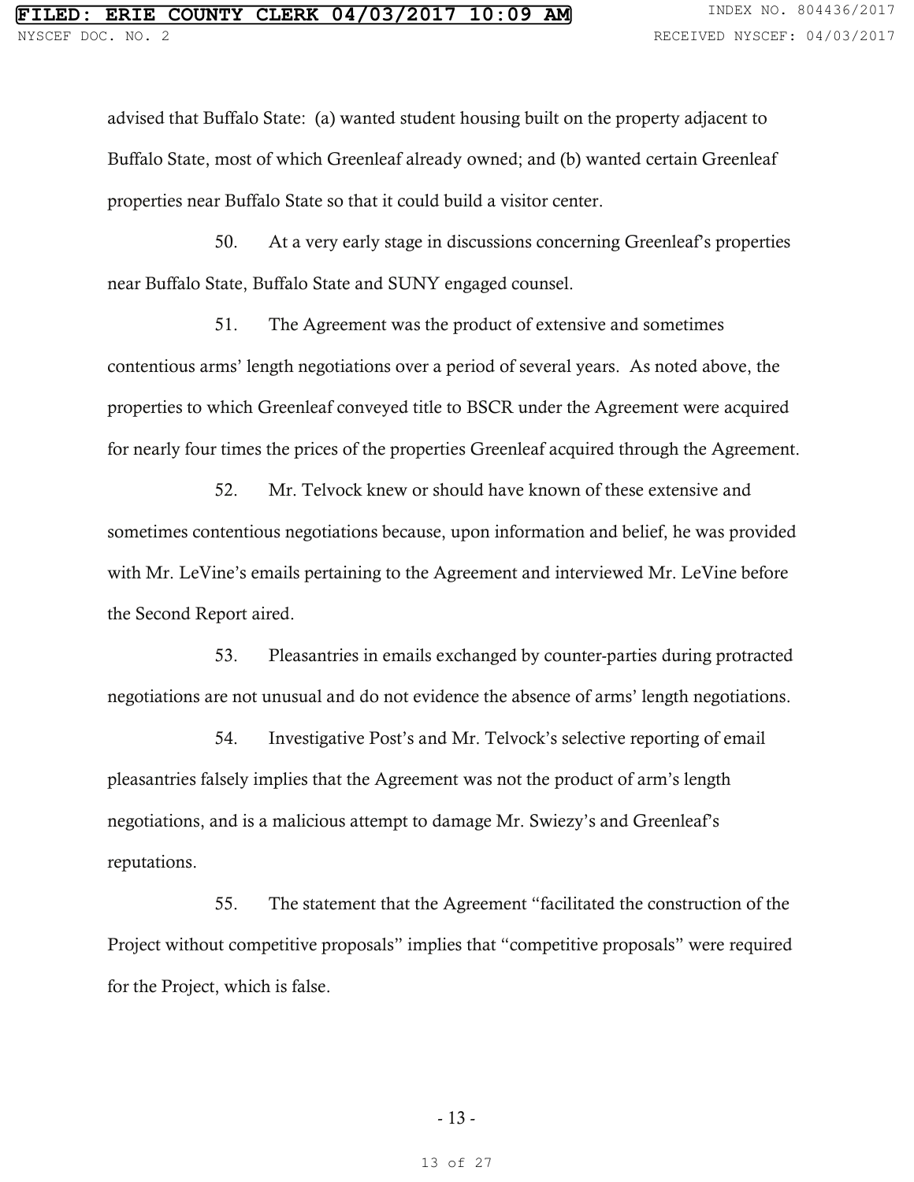advised that Buffalo State: (a) wanted student housing built on the property adjacent to Buffalo State, most of which Greenleaf already owned; and (b) wanted certain Greenleaf properties near Buffalo State so that it could build a visitor center.

50. At a very early stage in discussions concerning Greenleaf's properties near Buffalo State, Buffalo State and SUNY engaged counsel.

51. The Agreement was the product of extensive and sometimes contentious arms' length negotiations over a period of several years. As noted above, the properties to which Greenleaf conveyed title to BSCR under the Agreement were acquired for nearly four times the prices of the properties Greenleaf acquired through the Agreement.

52. Mr. Telvock knew or should have known of these extensive and sometimes contentious negotiations because, upon information and belief, he was provided with Mr. LeVine's emails pertaining to the Agreement and interviewed Mr. LeVine before the Second Report aired.

53. Pleasantries in emails exchanged by counter-parties during protracted negotiations are not unusual and do not evidence the absence of arms' length negotiations.

54. Investigative Post's and Mr. Telvock's selective reporting of email pleasantries falsely implies that the Agreement was not the product of arm's length negotiations, and is a malicious attempt to damage Mr. Swiezy's and Greenleaf's reputations.

55. The statement that the Agreement "facilitated the construction of the Project without competitive proposals" implies that "competitive proposals" were required for the Project, which is false.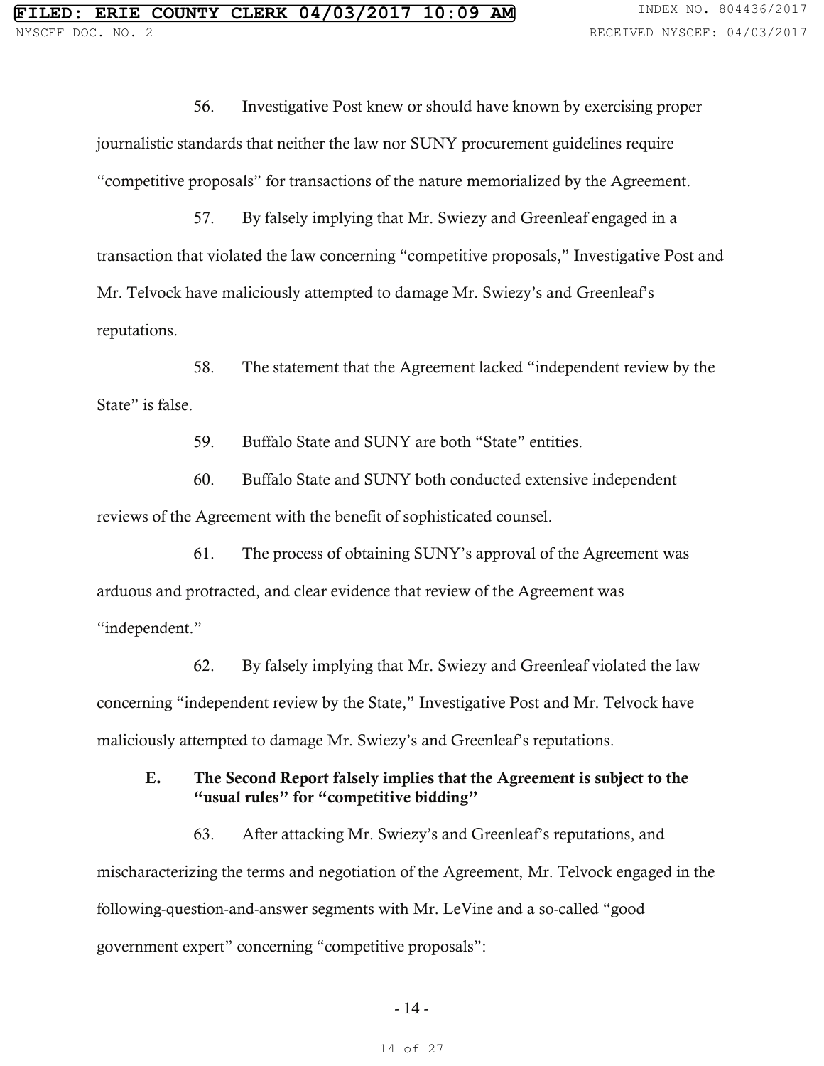56. Investigative Post knew or should have known by exercising proper journalistic standards that neither the law nor SUNY procurement guidelines require "competitive proposals" for transactions of the nature memorialized by the Agreement.

57. By falsely implying that Mr. Swiezy and Greenleaf engaged in a transaction that violated the law concerning "competitive proposals," Investigative Post and Mr. Telvock have maliciously attempted to damage Mr. Swiezy's and Greenleaf's reputations.

58. The statement that the Agreement lacked "independent review by the State" is false.

59. Buffalo State and SUNY are both "State" entities.

60. Buffalo State and SUNY both conducted extensive independent reviews of the Agreement with the benefit of sophisticated counsel.

61. The process of obtaining SUNY's approval of the Agreement was arduous and protracted, and clear evidence that review of the Agreement was "independent."

62. By falsely implying that Mr. Swiezy and Greenleaf violated the law concerning "independent review by the State," Investigative Post and Mr. Telvock have maliciously attempted to damage Mr. Swiezy's and Greenleaf's reputations.

### E. The Second Report falsely implies that the Agreement is subject to the "usual rules" for "competitive bidding"

63. After attacking Mr. Swiezy's and Greenleaf's reputations, and mischaracterizing the terms and negotiation of the Agreement, Mr. Telvock engaged in the following-question-and-answer segments with Mr. LeVine and a so-called "good government expert" concerning "competitive proposals":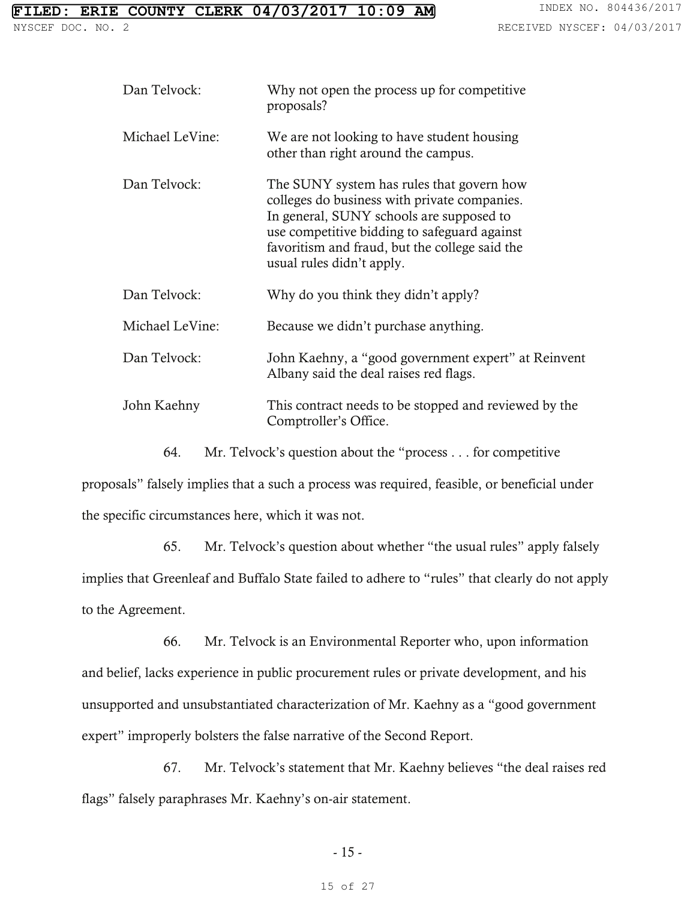| | |
|---|---|
| Dan Telvock: | Why not open the process up for competitive proposals? |
| Michael LeVine: | We are not looking to have student housing other than right around the campus. |
| Dan Telvock: | The SUNY system has rules that govern how colleges do business with private companies. In general, SUNY schools are supposed to use competitive bidding to safeguard against favoritism and fraud, but the college said the usual rules didn't apply. |
| Dan Telvock: | Why do you think they didn't apply? |
| Michael LeVine: | Because we didn't purchase anything. |
| Dan Telvock: | John Kaehny, a "good government expert" at Reinvent Albany said the deal raises red flags. |
| John Kaehny | This contract needs to be stopped and reviewed by the Comptroller's Office. |

64. Mr. Telvock's question about the "process . . . for competitive proposals" falsely implies that a such a process was required, feasible, or beneficial under the specific circumstances here, which it was not.

65. Mr. Telvock's question about whether "the usual rules" apply falsely implies that Greenleaf and Buffalo State failed to adhere to "rules" that clearly do not apply to the Agreement.

66. Mr. Telvock is an Environmental Reporter who, upon information and belief, lacks experience in public procurement rules or private development, and his unsupported and unsubstantiated characterization of Mr. Kaehny as a "good government expert" improperly bolsters the false narrative of the Second Report.

67. Mr. Telvock's statement that Mr. Kaehny believes "the deal raises red flags" falsely paraphrases Mr. Kaehny's on-air statement.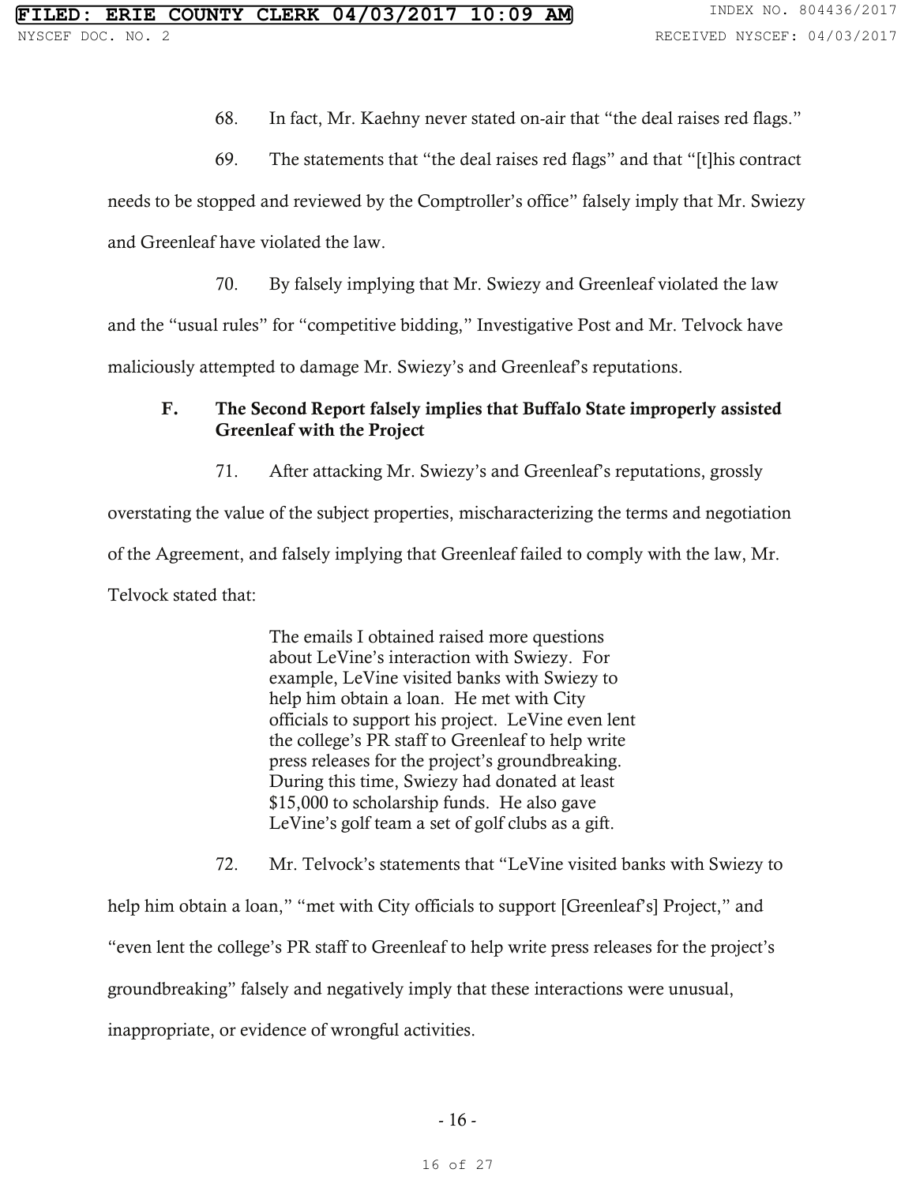68. In fact, Mr. Kaehny never stated on-air that "the deal raises red flags."

69. The statements that "the deal raises red flags" and that "[t]his contract needs to be stopped and reviewed by the Comptroller's office" falsely imply that Mr. Swiezy and Greenleaf have violated the law.

70. By falsely implying that Mr. Swiezy and Greenleaf violated the law and the "usual rules" for "competitive bidding," Investigative Post and Mr. Telvock have maliciously attempted to damage Mr. Swiezy's and Greenleaf's reputations.

### F. The Second Report falsely implies that Buffalo State improperly assisted Greenleaf with the Project

71. After attacking Mr. Swiezy's and Greenleaf's reputations, grossly overstating the value of the subject properties, mischaracterizing the terms and negotiation of the Agreement, and falsely implying that Greenleaf failed to comply with the law, Mr. Telvock stated that:

> The emails I obtained raised more questions about LeVine's interaction with Swiezy. For example, LeVine visited banks with Swiezy to help him obtain a loan. He met with City officials to support his project. LeVine even lent the college's PR staff to Greenleaf to help write press releases for the project's groundbreaking. During this time, Swiezy had donated at least $15,000 to scholarship funds. He also gave LeVine's golf team a set of golf clubs as a gift.

72. Mr. Telvock's statements that "LeVine visited banks with Swiezy to help him obtain a loan," "met with City officials to support [Greenleaf's] Project," and "even lent the college's PR staff to Greenleaf to help write press releases for the project's groundbreaking" falsely and negatively imply that these interactions were unusual, inappropriate, or evidence of wrongful activities.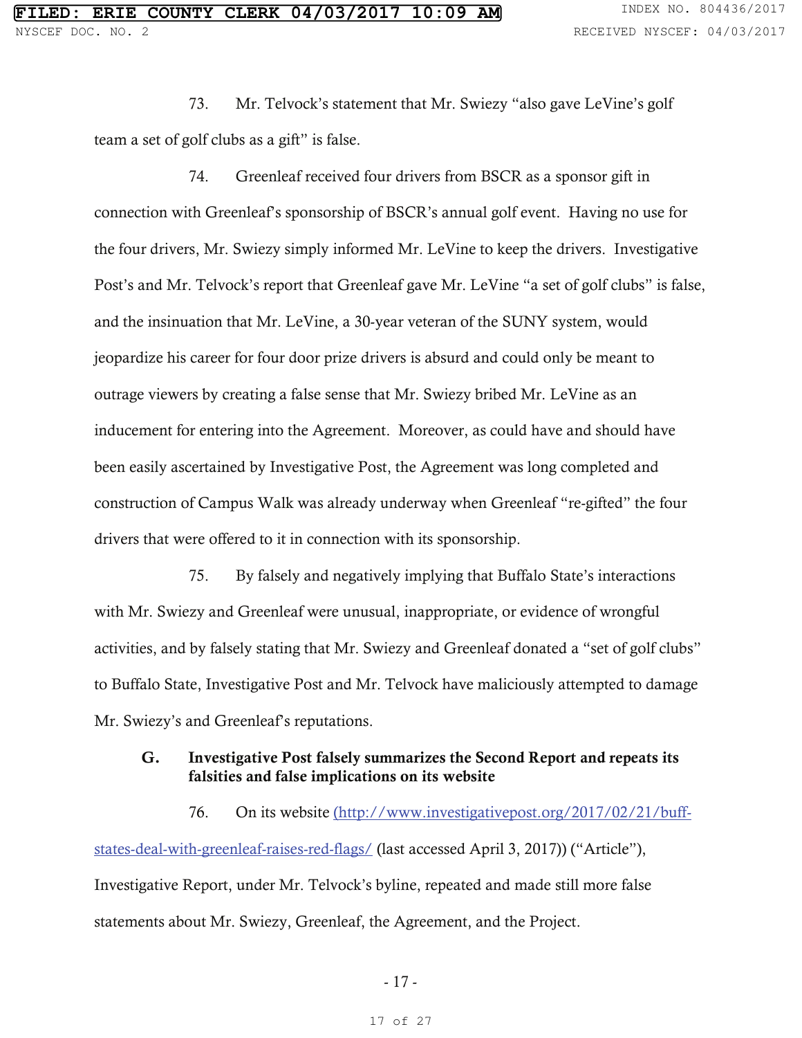73. Mr. Telvock's statement that Mr. Swiezy "also gave LeVine's golf team a set of golf clubs as a gift" is false.

74. Greenleaf received four drivers from BSCR as a sponsor gift in connection with Greenleaf's sponsorship of BSCR's annual golf event. Having no use for the four drivers, Mr. Swiezy simply informed Mr. LeVine to keep the drivers. Investigative Post's and Mr. Telvock's report that Greenleaf gave Mr. LeVine "a set of golf clubs" is false, and the insinuation that Mr. LeVine, a 30-year veteran of the SUNY system, would jeopardize his career for four door prize drivers is absurd and could only be meant to outrage viewers by creating a false sense that Mr. Swiezy bribed Mr. LeVine as an inducement for entering into the Agreement. Moreover, as could have and should have been easily ascertained by Investigative Post, the Agreement was long completed and construction of Campus Walk was already underway when Greenleaf "re-gifted" the four drivers that were offered to it in connection with its sponsorship.

75. By falsely and negatively implying that Buffalo State's interactions with Mr. Swiezy and Greenleaf were unusual, inappropriate, or evidence of wrongful activities, and by falsely stating that Mr. Swiezy and Greenleaf donated a "set of golf clubs" to Buffalo State, Investigative Post and Mr. Telvock have maliciously attempted to damage Mr. Swiezy's and Greenleaf's reputations.

### G. Investigative Post falsely summarizes the Second Report and repeats its falsities and false implications on its website

76. On its website (http://www.investigativepost.org/2017/02/21/buff-states-deal-with-greenleaf-raises-red-flags/ (last accessed April 3, 2017)) ("Article"), Investigative Report, under Mr. Telvock's byline, repeated and made still more false statements about Mr. Swiezy, Greenleaf, the Agreement, and the Project.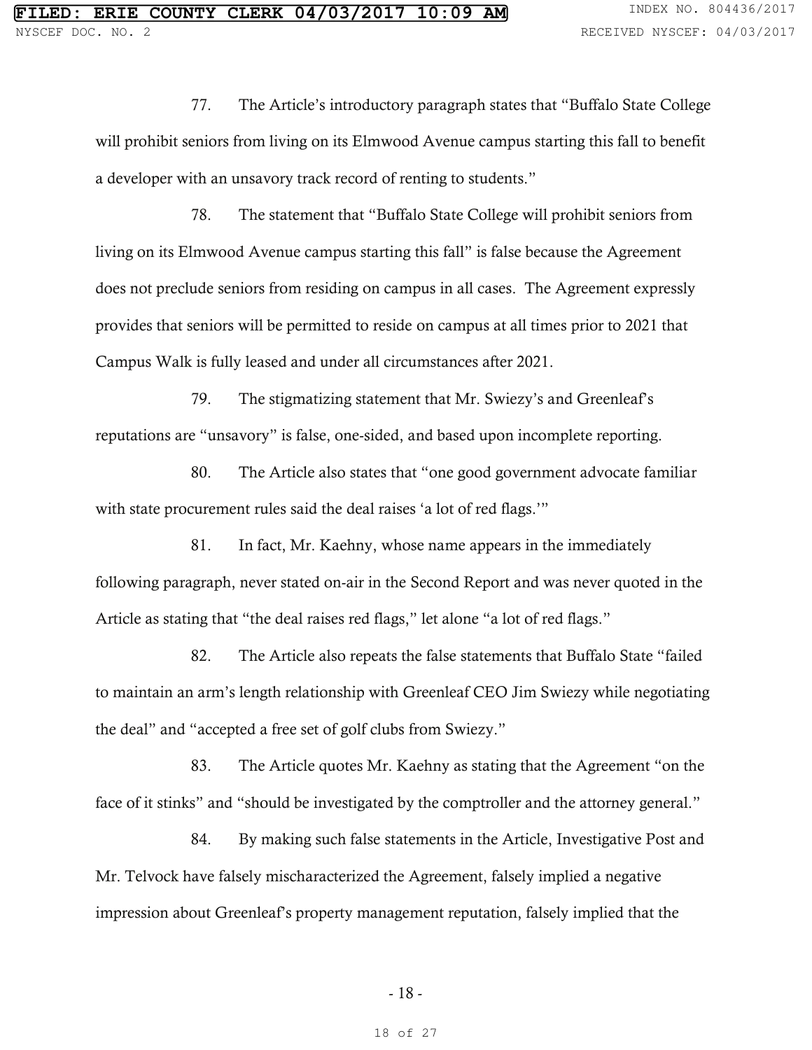77. The Article's introductory paragraph states that "Buffalo State College will prohibit seniors from living on its Elmwood Avenue campus starting this fall to benefit a developer with an unsavory track record of renting to students."

78. The statement that "Buffalo State College will prohibit seniors from living on its Elmwood Avenue campus starting this fall" is false because the Agreement does not preclude seniors from residing on campus in all cases. The Agreement expressly provides that seniors will be permitted to reside on campus at all times prior to 2021 that Campus Walk is fully leased and under all circumstances after 2021.

79. The stigmatizing statement that Mr. Swiezy's and Greenleaf's reputations are "unsavory" is false, one-sided, and based upon incomplete reporting.

80. The Article also states that "one good government advocate familiar with state procurement rules said the deal raises 'a lot of red flags.'"

81. In fact, Mr. Kaehny, whose name appears in the immediately following paragraph, never stated on-air in the Second Report and was never quoted in the Article as stating that "the deal raises red flags," let alone "a lot of red flags."

82. The Article also repeats the false statements that Buffalo State "failed to maintain an arm's length relationship with Greenleaf CEO Jim Swiezy while negotiating the deal" and "accepted a free set of golf clubs from Swiezy."

83. The Article quotes Mr. Kaehny as stating that the Agreement "on the face of it stinks" and "should be investigated by the comptroller and the attorney general."

84. By making such false statements in the Article, Investigative Post and Mr. Telvock have falsely mischaracterized the Agreement, falsely implied a negative impression about Greenleaf's property management reputation, falsely implied that the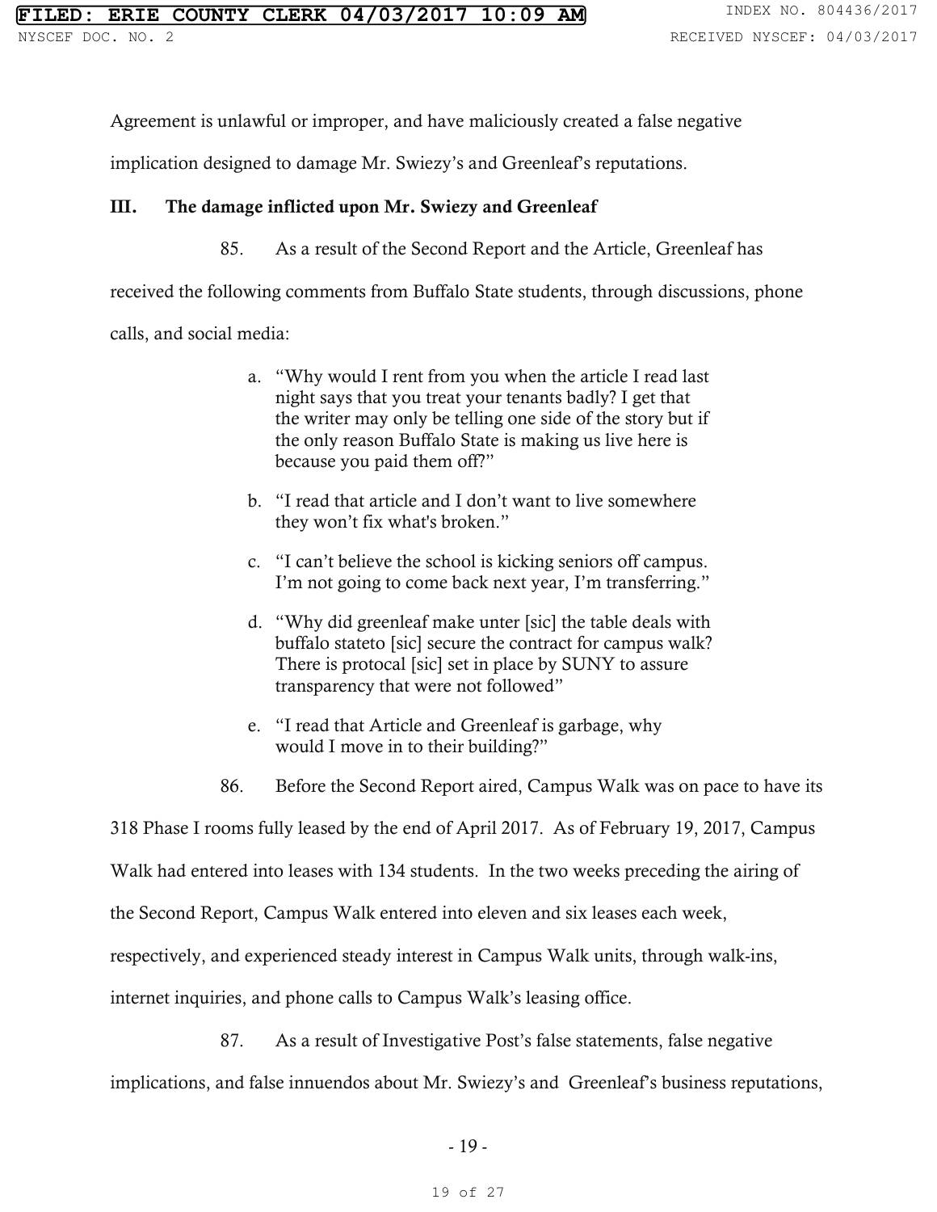Agreement is unlawful or improper, and have maliciously created a false negative implication designed to damage Mr. Swiezy's and Greenleaf's reputations.

### III. The damage inflicted upon Mr. Swiezy and Greenleaf

85. As a result of the Second Report and the Article, Greenleaf has received the following comments from Buffalo State students, through discussions, phone calls, and social media:

a. "Why would I rent from you when the article I read last night says that you treat your tenants badly? I get that the writer may only be telling one side of the story but if the only reason Buffalo State is making us live here is because you paid them off?"

b. "I read that article and I don't want to live somewhere they won't fix what's broken."

c. "I can't believe the school is kicking seniors off campus. I'm not going to come back next year, I'm transferring."

d. "Why did greenleaf make unter [sic] the table deals with buffalo stateto [sic] secure the contract for campus walk? There is protocal [sic] set in place by SUNY to assure transparency that were not followed"

e. "I read that Article and Greenleaf is garbage, why would I move in to their building?"

86. Before the Second Report aired, Campus Walk was on pace to have its 318 Phase I rooms fully leased by the end of April 2017. As of February 19, 2017, Campus Walk had entered into leases with 134 students. In the two weeks preceding the airing of the Second Report, Campus Walk entered into eleven and six leases each week, respectively, and experienced steady interest in Campus Walk units, through walk-ins, internet inquiries, and phone calls to Campus Walk's leasing office.

87. As a result of Investigative Post's false statements, false negative implications, and false innuendos about Mr. Swiezy's and Greenleaf's business reputations,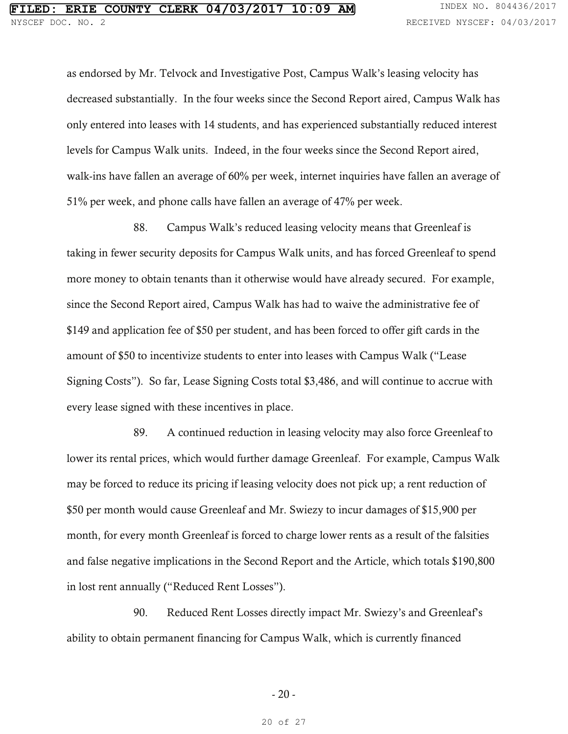as endorsed by Mr. Telvock and Investigative Post, Campus Walk's leasing velocity has decreased substantially. In the four weeks since the Second Report aired, Campus Walk has only entered into leases with 14 students, and has experienced substantially reduced interest levels for Campus Walk units. Indeed, in the four weeks since the Second Report aired, walk-ins have fallen an average of 60% per week, internet inquiries have fallen an average of 51% per week, and phone calls have fallen an average of 47% per week.

88. Campus Walk's reduced leasing velocity means that Greenleaf is taking in fewer security deposits for Campus Walk units, and has forced Greenleaf to spend more money to obtain tenants than it otherwise would have already secured. For example, since the Second Report aired, Campus Walk has had to waive the administrative fee of $149 and application fee of $50 per student, and has been forced to offer gift cards in the amount of $50 to incentivize students to enter into leases with Campus Walk ("Lease Signing Costs"). So far, Lease Signing Costs total $3,486, and will continue to accrue with every lease signed with these incentives in place.

89. A continued reduction in leasing velocity may also force Greenleaf to lower its rental prices, which would further damage Greenleaf. For example, Campus Walk may be forced to reduce its pricing if leasing velocity does not pick up; a rent reduction of $50 per month would cause Greenleaf and Mr. Swiezy to incur damages of $15,900 per month, for every month Greenleaf is forced to charge lower rents as a result of the falsities and false negative implications in the Second Report and the Article, which totals $190,800 in lost rent annually ("Reduced Rent Losses").

90. Reduced Rent Losses directly impact Mr. Swiezy's and Greenleaf's ability to obtain permanent financing for Campus Walk, which is currently financed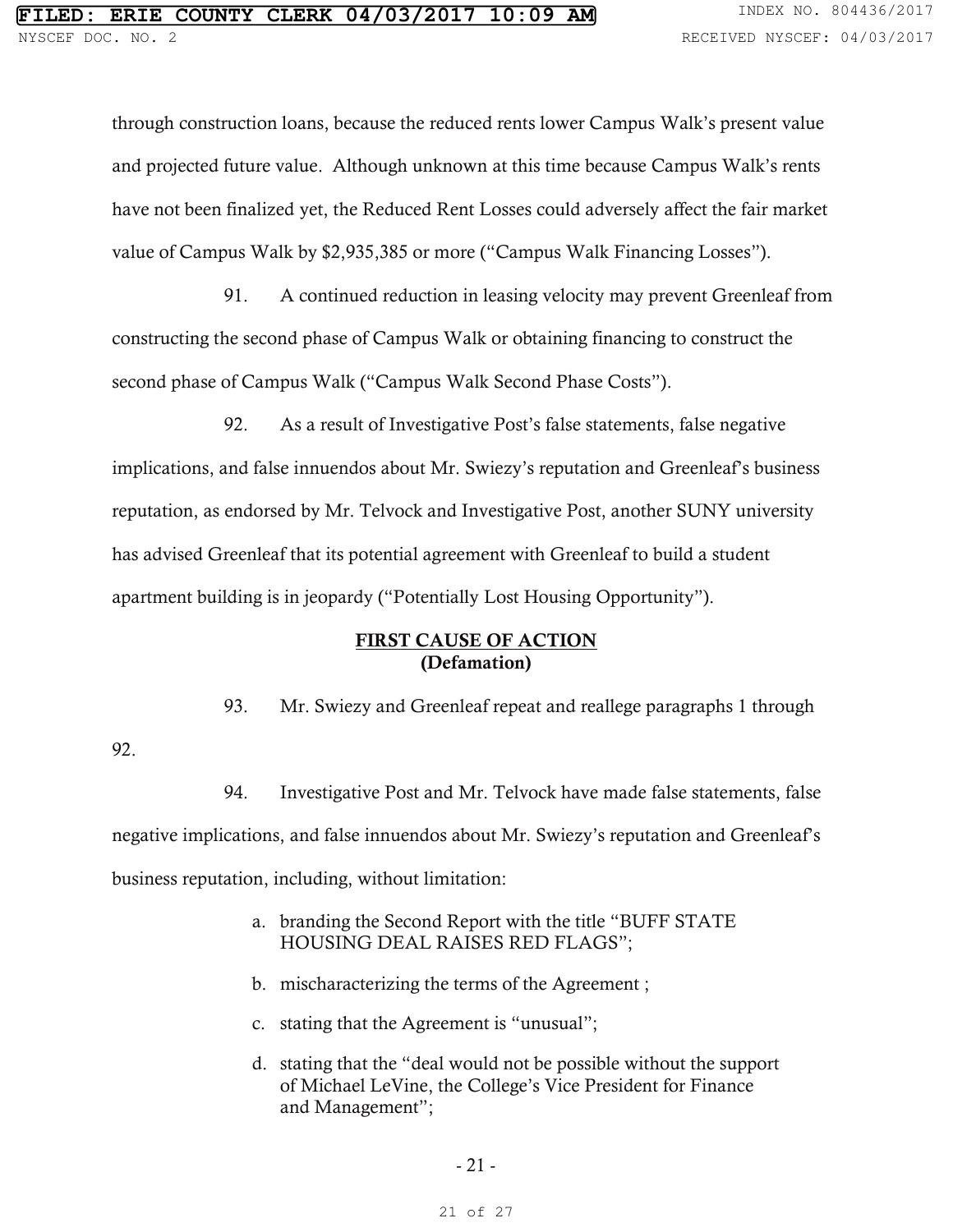through construction loans, because the reduced rents lower Campus Walk's present value and projected future value. Although unknown at this time because Campus Walk's rents have not been finalized yet, the Reduced Rent Losses could adversely affect the fair market value of Campus Walk by $2,935,385 or more ("Campus Walk Financing Losses").

91. A continued reduction in leasing velocity may prevent Greenleaf from constructing the second phase of Campus Walk or obtaining financing to construct the second phase of Campus Walk ("Campus Walk Second Phase Costs").

92. As a result of Investigative Post's false statements, false negative implications, and false innuendos about Mr. Swiezy's reputation and Greenleaf's business reputation, as endorsed by Mr. Telvock and Investigative Post, another SUNY university has advised Greenleaf that its potential agreement with Greenleaf to build a student apartment building is in jeopardy ("Potentially Lost Housing Opportunity").

## FIRST CAUSE OF ACTION
**(Defamation)**

93. Mr. Swiezy and Greenleaf repeat and reallege paragraphs 1 through 92.

94. Investigative Post and Mr. Telvock have made false statements, false negative implications, and false innuendos about Mr. Swiezy's reputation and Greenleaf's business reputation, including, without limitation:

a. branding the Second Report with the title "BUFF STATE HOUSING DEAL RAISES RED FLAGS";

b. mischaracterizing the terms of the Agreement ;

c. stating that the Agreement is "unusual";

d. stating that the "deal would not be possible without the support of Michael LeVine, the College's Vice President for Finance and Management";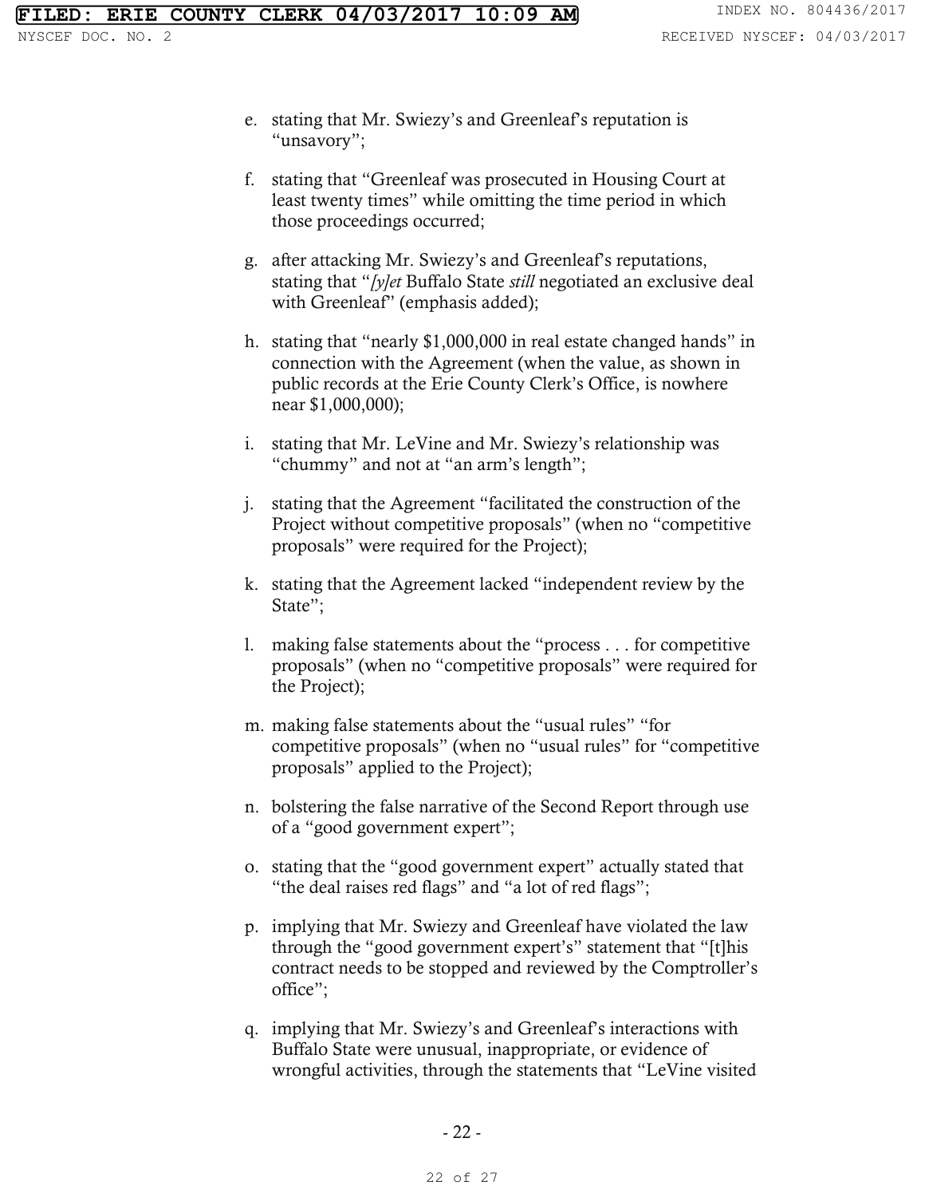e. stating that Mr. Swiezy's and Greenleaf's reputation is "unsavory";

f. stating that "Greenleaf was prosecuted in Housing Court at least twenty times" while omitting the time period in which those proceedings occurred;

g. after attacking Mr. Swiezy's and Greenleaf's reputations, stating that "*[y]et* Buffalo State *still* negotiated an exclusive deal with Greenleaf" (emphasis added);

h. stating that "nearly $1,000,000 in real estate changed hands" in connection with the Agreement (when the value, as shown in public records at the Erie County Clerk's Office, is nowhere near $1,000,000);

i. stating that Mr. LeVine and Mr. Swiezy's relationship was "chummy" and not at "an arm's length";

j. stating that the Agreement "facilitated the construction of the Project without competitive proposals" (when no "competitive proposals" were required for the Project);

k. stating that the Agreement lacked "independent review by the State";

l. making false statements about the "process . . . for competitive proposals" (when no "competitive proposals" were required for the Project);

m. making false statements about the "usual rules" "for competitive proposals" (when no "usual rules" for "competitive proposals" applied to the Project);

n. bolstering the false narrative of the Second Report through use of a "good government expert";

o. stating that the "good government expert" actually stated that "the deal raises red flags" and "a lot of red flags";

p. implying that Mr. Swiezy and Greenleaf have violated the law through the "good government expert's" statement that "[t]his contract needs to be stopped and reviewed by the Comptroller's office";

q. implying that Mr. Swiezy's and Greenleaf's interactions with Buffalo State were unusual, inappropriate, or evidence of wrongful activities, through the statements that "LeVine visited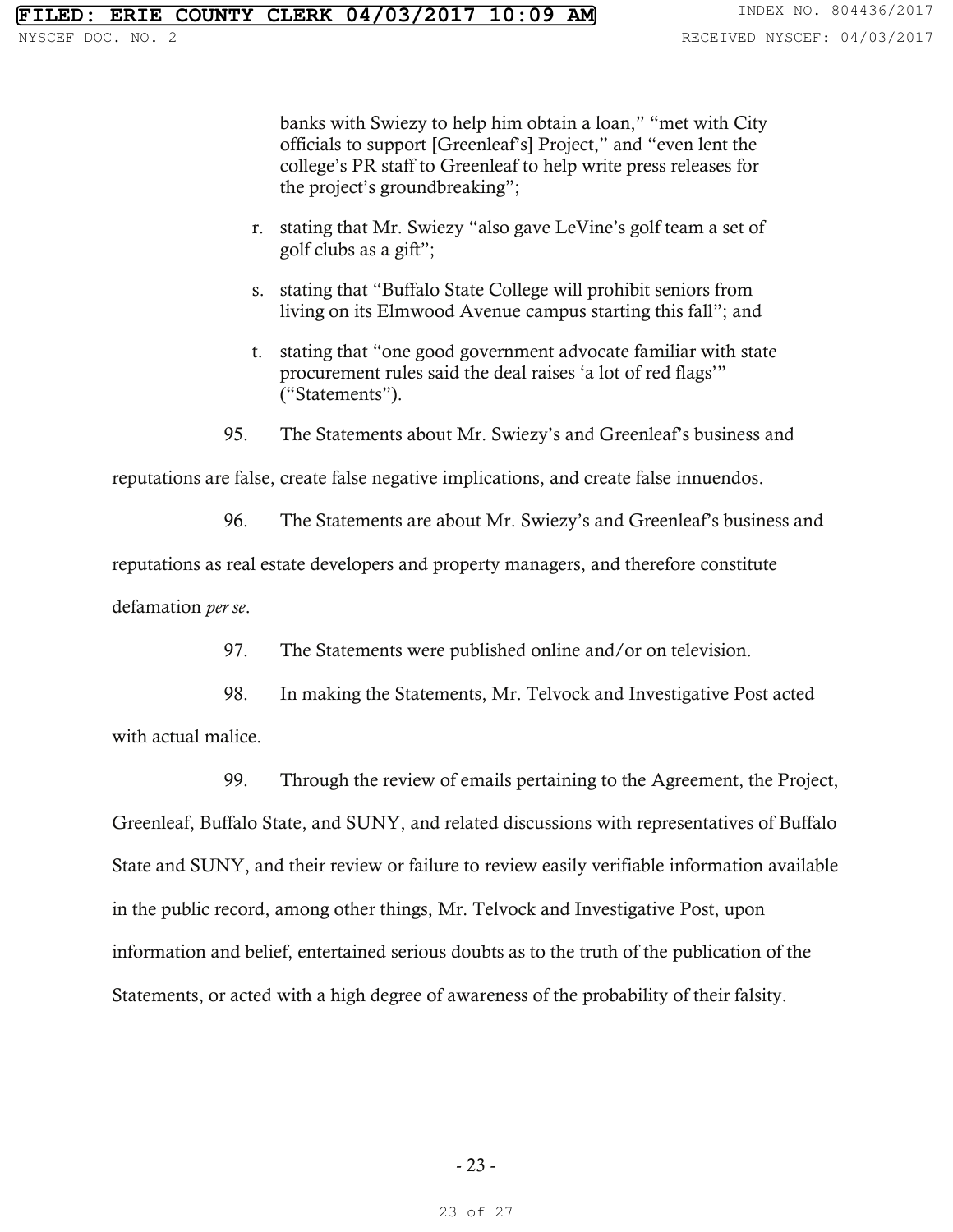banks with Swiezy to help him obtain a loan," "met with City officials to support [Greenleaf's] Project," and "even lent the college's PR staff to Greenleaf to help write press releases for the project's groundbreaking";

r. stating that Mr. Swiezy "also gave LeVine's golf team a set of golf clubs as a gift";

s. stating that "Buffalo State College will prohibit seniors from living on its Elmwood Avenue campus starting this fall"; and

t. stating that "one good government advocate familiar with state procurement rules said the deal raises 'a lot of red flags'" ("Statements").

95. The Statements about Mr. Swiezy's and Greenleaf's business and reputations are false, create false negative implications, and create false innuendos.

96. The Statements are about Mr. Swiezy's and Greenleaf's business and reputations as real estate developers and property managers, and therefore constitute defamation *per se*.

97. The Statements were published online and/or on television.

98. In making the Statements, Mr. Telvock and Investigative Post acted with actual malice.

99. Through the review of emails pertaining to the Agreement, the Project, Greenleaf, Buffalo State, and SUNY, and related discussions with representatives of Buffalo State and SUNY, and their review or failure to review easily verifiable information available in the public record, among other things, Mr. Telvock and Investigative Post, upon information and belief, entertained serious doubts as to the truth of the publication of the Statements, or acted with a high degree of awareness of the probability of their falsity.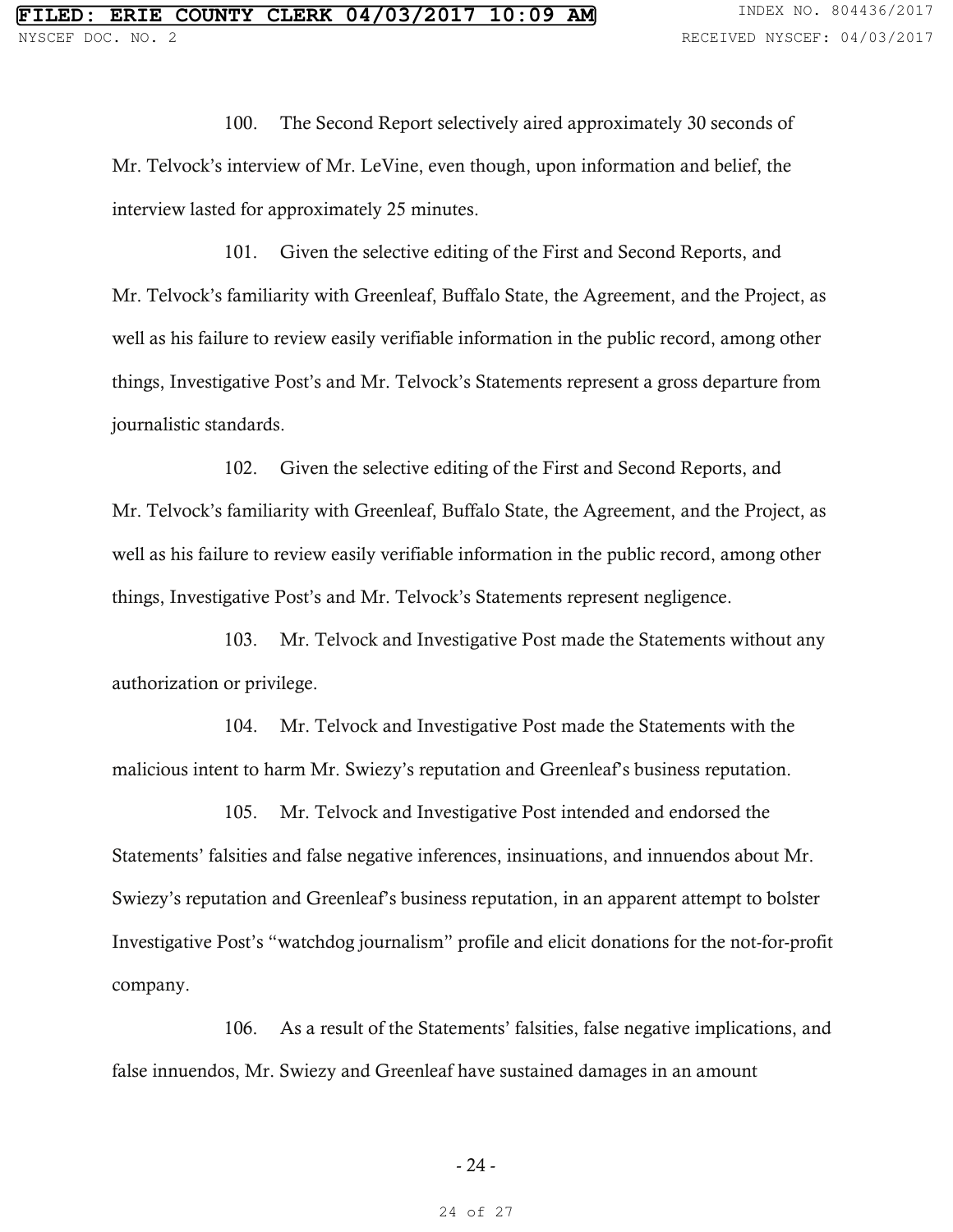100. The Second Report selectively aired approximately 30 seconds of Mr. Telvock's interview of Mr. LeVine, even though, upon information and belief, the interview lasted for approximately 25 minutes.

101. Given the selective editing of the First and Second Reports, and Mr. Telvock's familiarity with Greenleaf, Buffalo State, the Agreement, and the Project, as well as his failure to review easily verifiable information in the public record, among other things, Investigative Post's and Mr. Telvock's Statements represent a gross departure from journalistic standards.

102. Given the selective editing of the First and Second Reports, and Mr. Telvock's familiarity with Greenleaf, Buffalo State, the Agreement, and the Project, as well as his failure to review easily verifiable information in the public record, among other things, Investigative Post's and Mr. Telvock's Statements represent negligence.

103. Mr. Telvock and Investigative Post made the Statements without any authorization or privilege.

104. Mr. Telvock and Investigative Post made the Statements with the malicious intent to harm Mr. Swiezy's reputation and Greenleaf's business reputation.

105. Mr. Telvock and Investigative Post intended and endorsed the Statements' falsities and false negative inferences, insinuations, and innuendos about Mr. Swiezy's reputation and Greenleaf's business reputation, in an apparent attempt to bolster Investigative Post's "watchdog journalism" profile and elicit donations for the not-for-profit company.

106. As a result of the Statements' falsities, false negative implications, and false innuendos, Mr. Swiezy and Greenleaf have sustained damages in an amount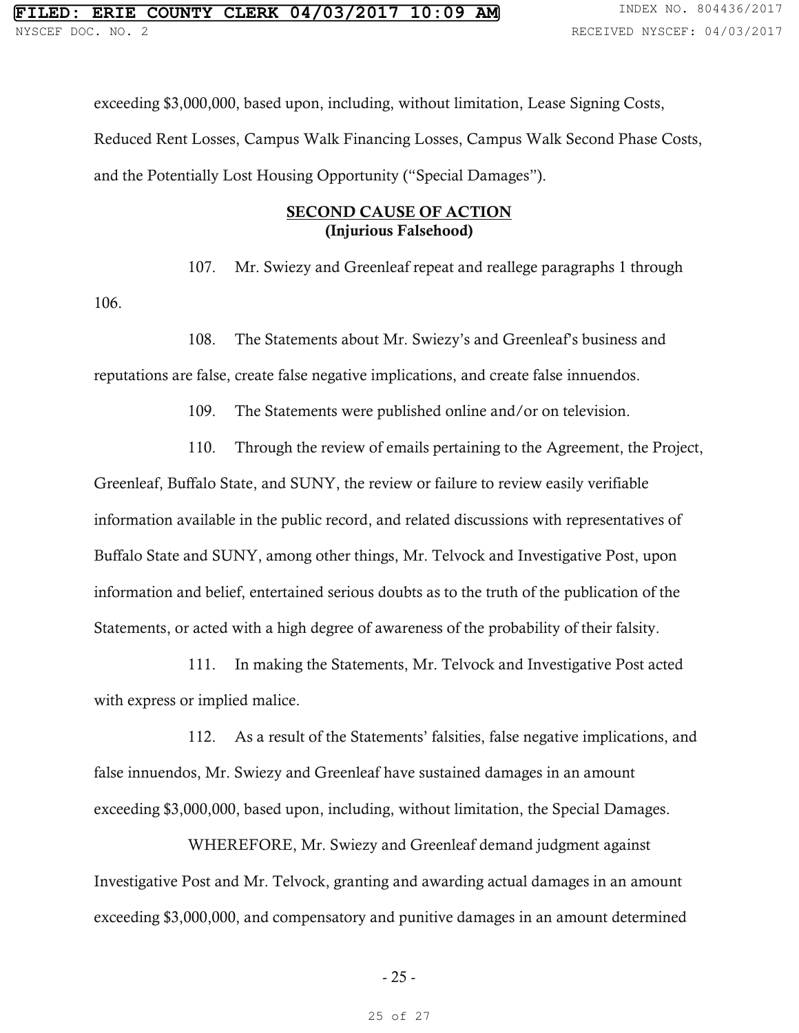exceeding $3,000,000, based upon, including, without limitation, Lease Signing Costs, Reduced Rent Losses, Campus Walk Financing Losses, Campus Walk Second Phase Costs, and the Potentially Lost Housing Opportunity ("Special Damages").

## SECOND CAUSE OF ACTION
### (Injurious Falsehood)

107. Mr. Swiezy and Greenleaf repeat and reallege paragraphs 1 through 106.

108. The Statements about Mr. Swiezy's and Greenleaf's business and reputations are false, create false negative implications, and create false innuendos.

109. The Statements were published online and/or on television.

110. Through the review of emails pertaining to the Agreement, the Project, Greenleaf, Buffalo State, and SUNY, the review or failure to review easily verifiable information available in the public record, and related discussions with representatives of Buffalo State and SUNY, among other things, Mr. Telvock and Investigative Post, upon information and belief, entertained serious doubts as to the truth of the publication of the Statements, or acted with a high degree of awareness of the probability of their falsity.

111. In making the Statements, Mr. Telvock and Investigative Post acted with express or implied malice.

112. As a result of the Statements' falsities, false negative implications, and false innuendos, Mr. Swiezy and Greenleaf have sustained damages in an amount exceeding $3,000,000, based upon, including, without limitation, the Special Damages.

WHEREFORE, Mr. Swiezy and Greenleaf demand judgment against Investigative Post and Mr. Telvock, granting and awarding actual damages in an amount exceeding $3,000,000, and compensatory and punitive damages in an amount determined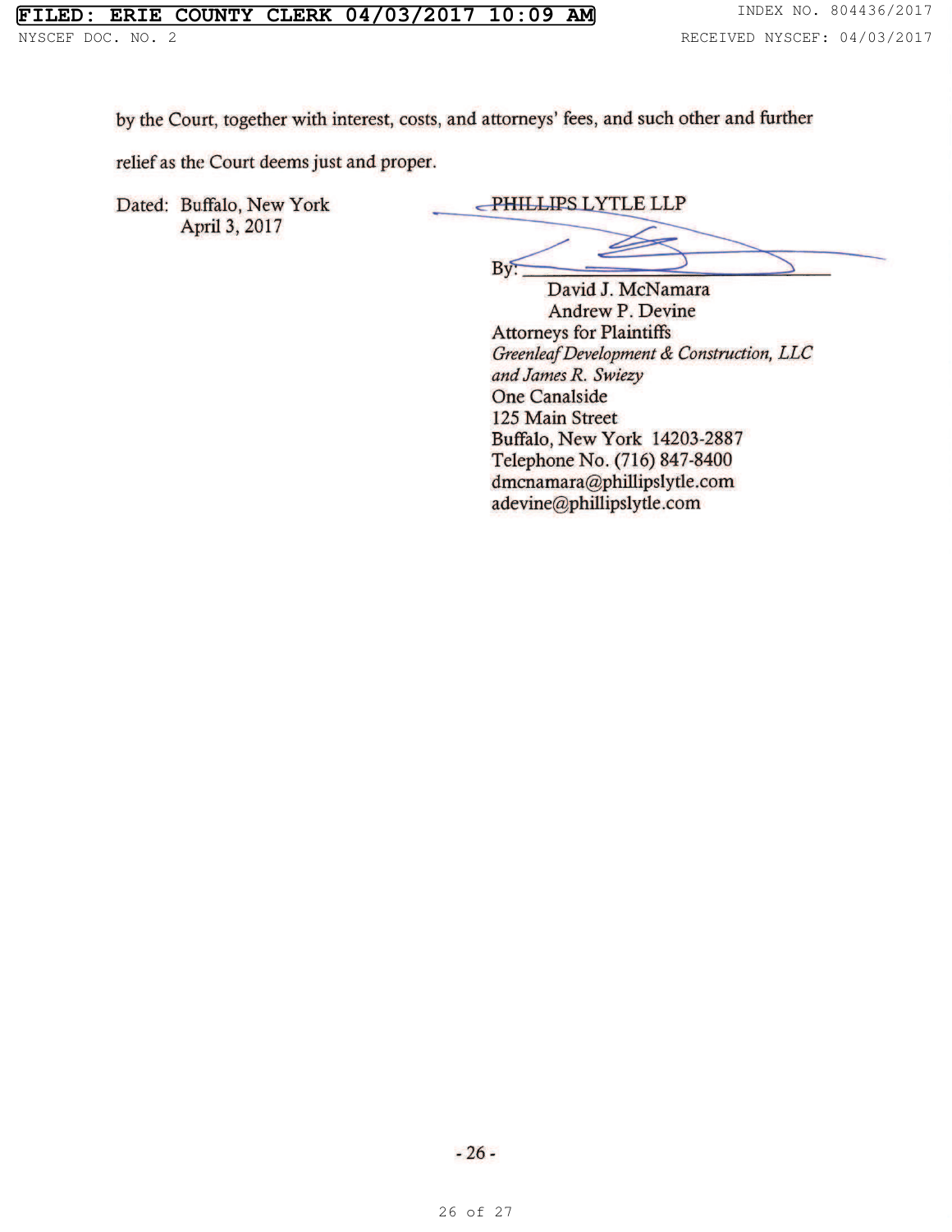by the Court, together with interest, costs, and attorneys' fees, and such other and further relief as the Court deems just and proper.

Dated: Buffalo, New York
April 3, 2017

PHILLIPS LYTLE LLP

By: ______________________________

David J. McNamara
Andrew P. Devine
Attorneys for Plaintiffs
*Greenleaf Development & Construction, LLC and James R. Swiezy*
One Canalside
125 Main Street
Buffalo, New York 14203-2887
Telephone No. (716) 847-8400
dmcnamara@phillipslytle.com
adevine@phillipslytle.com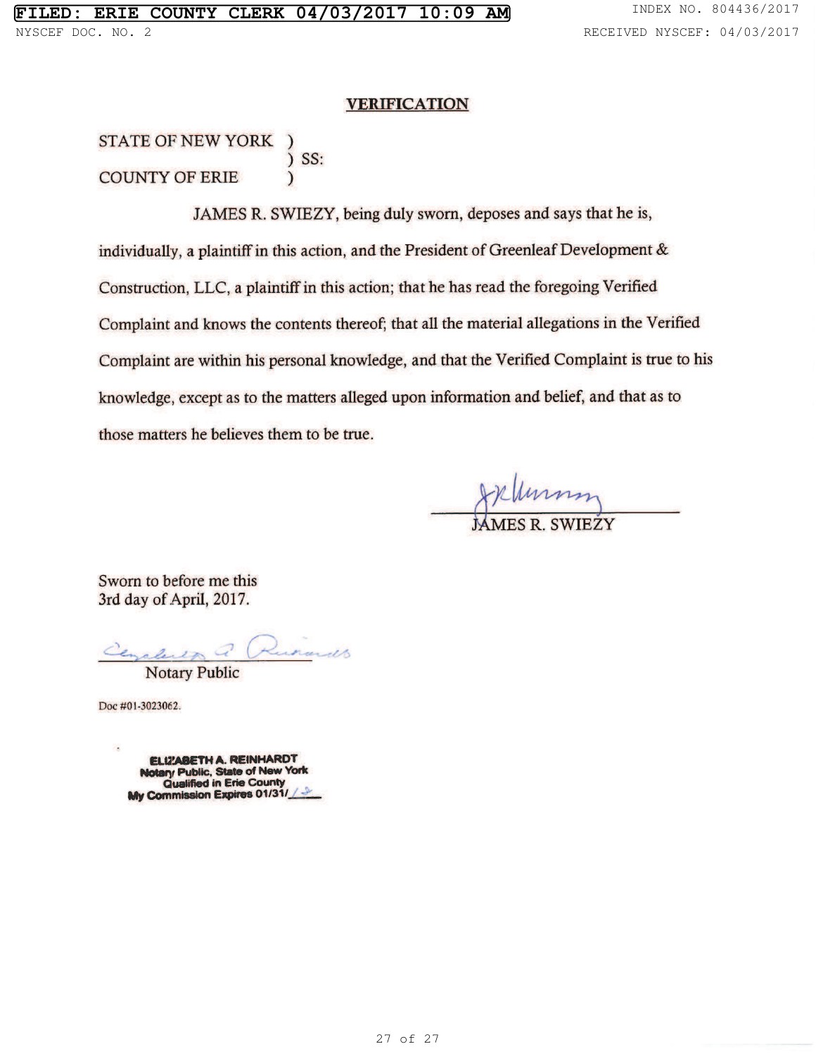FILED: ERIE COUNTY CLERK 04/03/2017 10:09 AM

NYSCEF DOC. NO. 2

INDEX NO. 804436/2017

RECEIVED NYSCEF: 04/03/2017

## VERIFICATION

STATE OF NEW YORK )
) SS:
COUNTY OF ERIE )

JAMES R. SWIEZY, being duly sworn, deposes and says that he is, individually, a plaintiff in this action, and the President of Greenleaf Development & Construction, LLC, a plaintiff in this action; that he has read the foregoing Verified Complaint and knows the contents thereof; that all the material allegations in the Verified Complaint are within his personal knowledge, and that the Verified Complaint is true to his knowledge, except as to the matters alleged upon information and belief, and that as to those matters he believes them to be true.

JAMES R. SWIEZY

Sworn to before me this
3rd day of April, 2017.

Notary Public

Doc #01-3023062.

ELIZABETH A. REINHARDT
Notary Public, State of New York
Qualified in Erie County
My Commission Expires 01/31/ 17